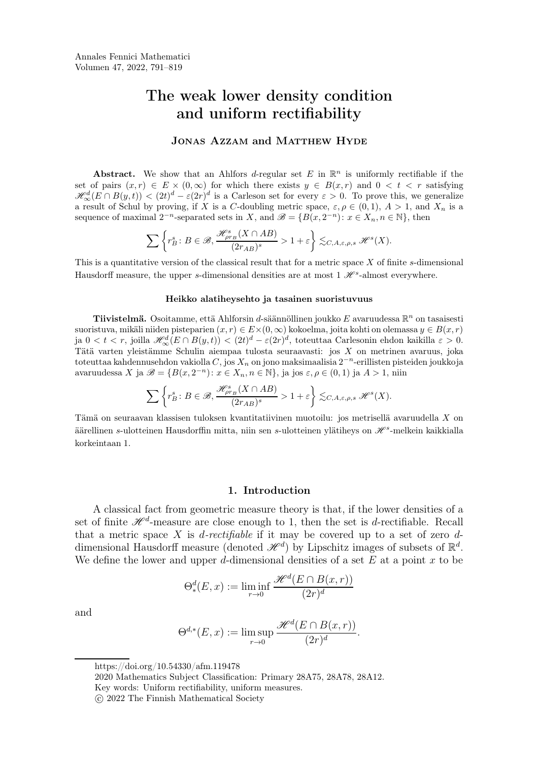# The weak lower density condition and uniform rectifiability

**Jonas Azzam and Matthew Hyde**

**Abstract.** We show that an Ahlfors $d$-regular set $E$ in $\mathbb{R}^n$ is uniformly rectifiable if the set of pairs $(x,r) \in E \times (0,\infty)$ for which there exists $y \in B(x,r)$ and $0 < t < r$ satisfying $\mathscr{H}^d_\infty(E \cap B(y,t)) < (2t)^d - \varepsilon(2r)^d$ is a Carleson set for every $\varepsilon > 0$. To prove this, we generalize a result of Schul by proving, if $X$ is a $C$-doubling metric space, $\varepsilon, \rho \in (0,1)$, $A > 1$, and $X_n$ is a sequence of maximal $2^{-n}$-separated sets in $X$, and $\mathscr{B} = \{B(x, 2^{-n}) \colon x \in X_n, n \in \mathbb{N}\}$, then

$$\sum \left\{ r_B^s \colon B \in \mathscr{B}, \frac{\mathscr{H}^s_{\rho r_B}(X \cap AB)}{(2r_{AB})^s} > 1 + \varepsilon \right\} \lesssim_{C,A,\varepsilon,\rho,s} \mathscr{H}^s(X).$$

This is a quantitative version of the classical result that for a metric space $X$ of finite $s$-dimensional Hausdorff measure, the upper $s$-dimensional densities are at most 1 $\mathscr{H}^s$-almost everywhere.

**Heikko alatiheysehto ja tasainen suoristuvuus**

**Tiivistelmä.** Osoitamme, että Ahlforsin $d$-säännöllinen joukko $E$ avaruudessa $\mathbb{R}^n$ on tasaisesti suoristuva, mikäli niiden pisteparien $(x,r) \in E \times (0,\infty)$ kokoelma, joita kohti on olemassa $y \in B(x,r)$ ja $0 < t < r$, joilla $\mathscr{H}^d_\infty(E \cap B(y,t)) < (2t)^d - \varepsilon(2r)^d$, toteuttaa Carlesonin ehdon kaikilla $\varepsilon > 0$. Tätä varten yleistämme Schulin aiempaa tulosta seuraavasti: jos $X$ on metrinen avaruus, joka toteuttaa kahdennusehdon vakiolla $C$, jos $X_n$ on jono maksimaalisia $2^{-n}$-erillisten pisteiden joukkoja avaruudessa $X$ ja $\mathscr{B} = \{B(x, 2^{-n}) \colon x \in X_n, n \in \mathbb{N}\}$, ja jos $\varepsilon, \rho \in (0,1)$ ja $A > 1$, niin

$$\sum \left\{ r_B^s \colon B \in \mathscr{B}, \frac{\mathscr{H}^s_{\rho r_B}(X \cap AB)}{(2r_{AB})^s} > 1 + \varepsilon \right\} \lesssim_{C,A,\varepsilon,\rho,s} \mathscr{H}^s(X).$$

Tämä on seuraavan klassisen tuloksen kvantitatiivinen muotoilu: jos metrisellä avaruudella $X$ on äärellinen $s$-ulotteinen Hausdorffin mitta, niin sen $s$-ulotteinen ylätiheys on $\mathscr{H}^s$-melkein kaikkialla korkeintaan 1.

## 1. Introduction

A classical fact from geometric measure theory is that, if the lower densities of a set of finite $\mathscr{H}^d$-measure are close enough to 1, then the set is $d$-rectifiable. Recall that a metric space $X$ is *$d$-rectifiable* if it may be covered up to a set of zero $d$-dimensional Hausdorff measure (denoted $\mathscr{H}^d$) by Lipschitz images of subsets of $\mathbb{R}^d$. We define the lower and upper $d$-dimensional densities of a set $E$ at a point $x$ to be

$$\Theta^d_*(E,x) := \liminf_{r \to 0} \frac{\mathscr{H}^d(E \cap B(x,r))}{(2r)^d}$$

and

$$\Theta^{d,*}(E,x) := \limsup_{r \to 0} \frac{\mathscr{H}^d(E \cap B(x,r))}{(2r)^d}.$$

https://doi.org/10.54330/afm.119478

2020 Mathematics Subject Classification: Primary 28A75, 28A78, 28A12.

Key words: Uniform rectifiability, uniform measures.

© 2022 The Finnish Mathematical Society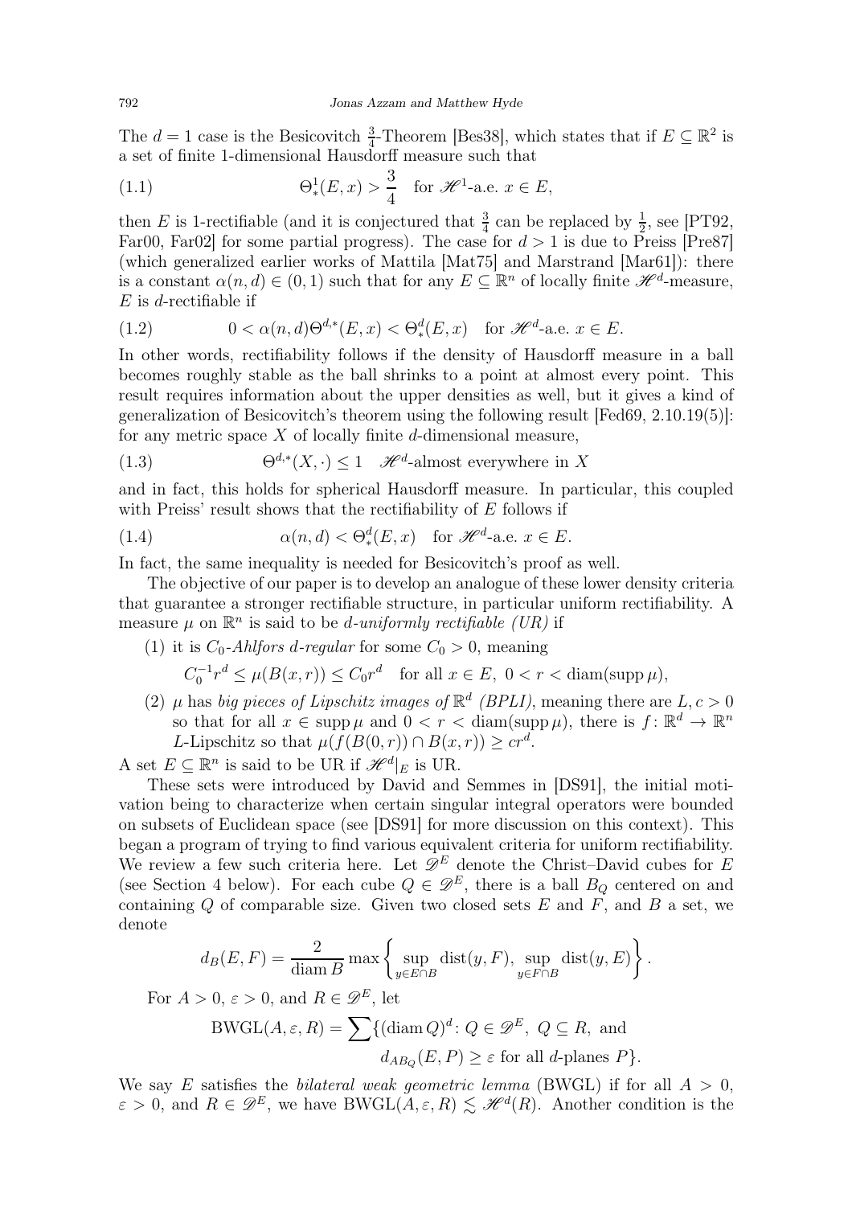The $d = 1$ case is the Besicovitch $\frac{3}{4}$-Theorem [Bes38], which states that if $E \subseteq \mathbb{R}^2$ is a set of finite 1-dimensional Hausdorff measure such that

$$\Theta^1_*(E, x) > \frac{3}{4} \quad \text{for } \mathscr{H}^1\text{-a.e. } x \in E, \tag{1.1}$$

then $E$ is 1-rectifiable (and it is conjectured that $\frac{3}{4}$ can be replaced by $\frac{1}{2}$, see [PT92, Far00, Far02] for some partial progress). The case for $d > 1$ is due to Preiss [Pre87] (which generalized earlier works of Mattila [Mat75] and Marstrand [Mar61]): there is a constant $\alpha(n, d) \in (0, 1)$ such that for any $E \subseteq \mathbb{R}^n$ of locally finite $\mathscr{H}^d$-measure, $E$ is $d$-rectifiable if

$$0 < \alpha(n, d)\Theta^{d,*}(E, x) < \Theta^d_*(E, x) \quad \text{for } \mathscr{H}^d\text{-a.e. } x \in E. \tag{1.2}$$

In other words, rectifiability follows if the density of Hausdorff measure in a ball becomes roughly stable as the ball shrinks to a point at almost every point. This result requires information about the upper densities as well, but it gives a kind of generalization of Besicovitch's theorem using the following result [Fed69, 2.10.19(5)]: for any metric space $X$ of locally finite $d$-dimensional measure,

$$\Theta^{d,*}(X, \cdot) \leq 1 \quad \mathscr{H}^d\text{-almost everywhere in } X \tag{1.3}$$

and in fact, this holds for spherical Hausdorff measure. In particular, this coupled with Preiss' result shows that the rectifiability of $E$ follows if

$$\alpha(n, d) < \Theta^d_*(E, x) \quad \text{for } \mathscr{H}^d\text{-a.e. } x \in E. \tag{1.4}$$

In fact, the same inequality is needed for Besicovitch's proof as well.

The objective of our paper is to develop an analogue of these lower density criteria that guarantee a stronger rectifiable structure, in particular uniform rectifiability. A measure $\mu$ on $\mathbb{R}^n$ is said to be *$d$-uniformly rectifiable (UR)* if

(1) it is *$C_0$-Ahlfors $d$-regular* for some $C_0 > 0$, meaning

$$C_0^{-1} r^d \leq \mu(B(x, r)) \leq C_0 r^d \quad \text{for all } x \in E,\ 0 < r < \operatorname{diam}(\operatorname{supp}\mu),$$

(2) $\mu$ has *big pieces of Lipschitz images of* $\mathbb{R}^d$ *(BPLI)*, meaning there are $L, c > 0$ so that for all $x \in \operatorname{supp}\mu$ and $0 < r < \operatorname{diam}(\operatorname{supp}\mu)$, there is $f\colon \mathbb{R}^d \to \mathbb{R}^n$ $L$-Lipschitz so that $\mu(f(B(0, r)) \cap B(x, r)) \geq cr^d$.

A set $E \subseteq \mathbb{R}^n$ is said to be UR if $\mathscr{H}^d|_E$ is UR.

These sets were introduced by David and Semmes in [DS91], the initial motivation being to characterize when certain singular integral operators were bounded on subsets of Euclidean space (see [DS91] for more discussion on this context). This began a program of trying to find various equivalent criteria for uniform rectifiability. We review a few such criteria here. Let $\mathscr{D}^E$ denote the Christ–David cubes for $E$ (see Section 4 below). For each cube $Q \in \mathscr{D}^E$, there is a ball $B_Q$ centered on and containing $Q$ of comparable size. Given two closed sets $E$ and $F$, and $B$ a set, we denote

$$d_B(E, F) = \frac{2}{\operatorname{diam} B} \max\left\{ \sup_{y \in E \cap B} \operatorname{dist}(y, F), \sup_{y \in F \cap B} \operatorname{dist}(y, E) \right\}.$$

For $A > 0$, $\varepsilon > 0$, and $R \in \mathscr{D}^E$, let

$$\operatorname{BWGL}(A, \varepsilon, R) = \sum \{ (\operatorname{diam} Q)^d \colon Q \in \mathscr{D}^E,\ Q \subseteq R, \text{ and } d_{AB_Q}(E, P) \geq \varepsilon \text{ for all } d\text{-planes } P \}.$$

We say $E$ satisfies the *bilateral weak geometric lemma* (BWGL) if for all $A > 0$, $\varepsilon > 0$, and $R \in \mathscr{D}^E$, we have $\operatorname{BWGL}(A, \varepsilon, R) \lesssim \mathscr{H}^d(R)$. Another condition is the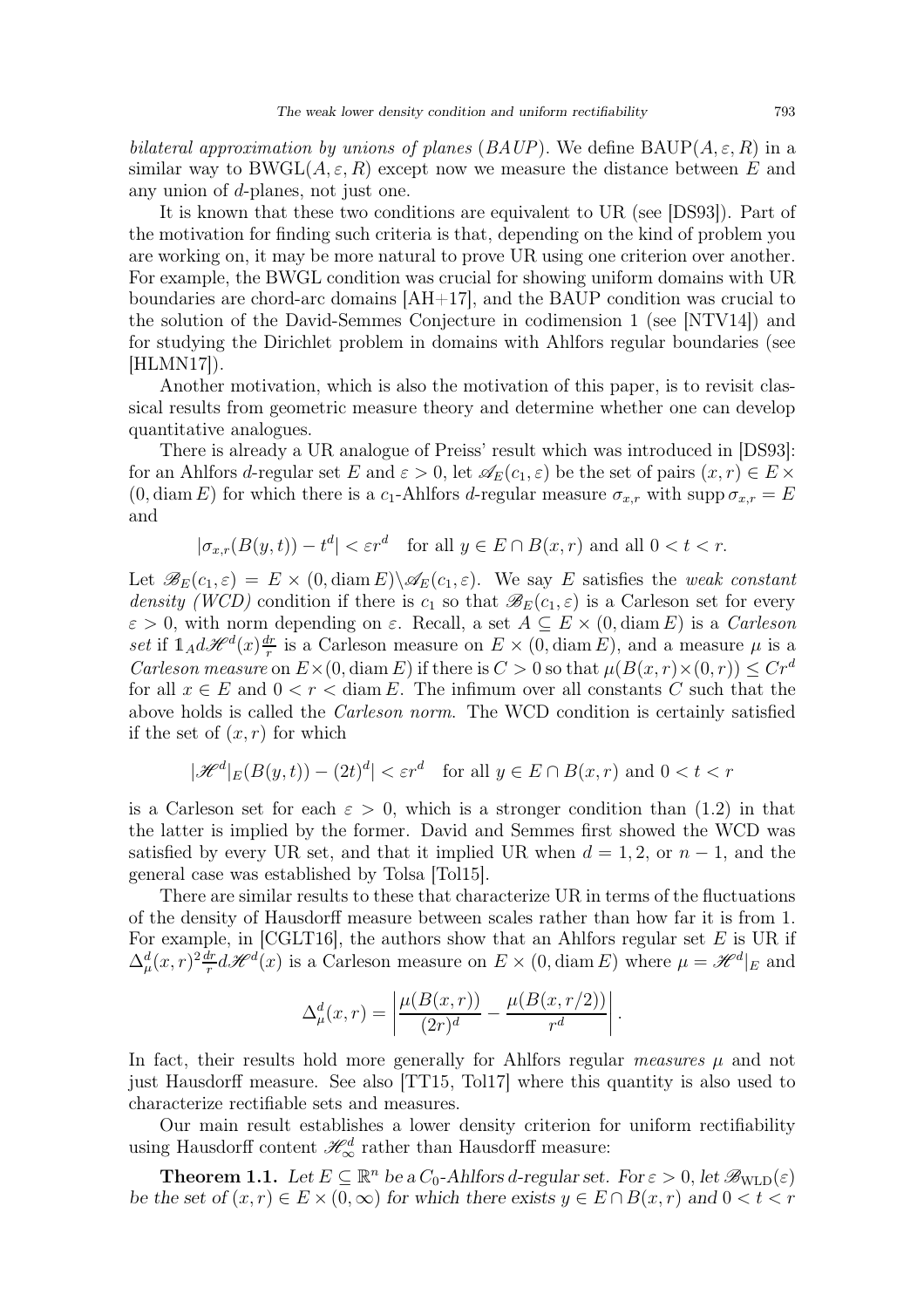*bilateral approximation by unions of planes* (*BAUP*). We define $\mathrm{BAUP}(A,\varepsilon,R)$ in a similar way to $\mathrm{BWGL}(A,\varepsilon,R)$ except now we measure the distance between $E$ and any union of $d$-planes, not just one.

It is known that these two conditions are equivalent to UR (see [DS93]). Part of the motivation for finding such criteria is that, depending on the kind of problem you are working on, it may be more natural to prove UR using one criterion over another. For example, the BWGL condition was crucial for showing uniform domains with UR boundaries are chord-arc domains [AH+17], and the BAUP condition was crucial to the solution of the David-Semmes Conjecture in codimension 1 (see [NTV14]) and for studying the Dirichlet problem in domains with Ahlfors regular boundaries (see [HLMN17]).

Another motivation, which is also the motivation of this paper, is to revisit classical results from geometric measure theory and determine whether one can develop quantitative analogues.

There is already a UR analogue of Preiss' result which was introduced in [DS93]: for an Ahlfors $d$-regular set $E$ and $\varepsilon>0$, let $\mathscr{A}_E(c_1,\varepsilon)$ be the set of pairs $(x,r)\in E\times(0,\operatorname{diam}E)$ for which there is a $c_1$-Ahlfors $d$-regular measure $\sigma_{x,r}$ with $\operatorname{supp}\sigma_{x,r}=E$ and

$$|\sigma_{x,r}(B(y,t))-t^d|<\varepsilon r^d \quad \text{for all } y\in E\cap B(x,r) \text{ and all } 0<t<r.$$

Let $\mathscr{B}_E(c_1,\varepsilon)=E\times(0,\operatorname{diam}E)\backslash\mathscr{A}_E(c_1,\varepsilon)$. We say $E$ satisfies the *weak constant density (WCD)* condition if there is $c_1$ so that $\mathscr{B}_E(c_1,\varepsilon)$ is a Carleson set for every $\varepsilon>0$, with norm depending on $\varepsilon$. Recall, a set $A\subseteq E\times(0,\operatorname{diam}E)$ is a *Carleson set* if $\mathbb{1}_A d\mathscr{H}^d(x)\frac{dr}{r}$ is a Carleson measure on $E\times(0,\operatorname{diam}E)$, and a measure $\mu$ is a *Carleson measure* on $E\times(0,\operatorname{diam}E)$ if there is $C>0$ so that $\mu(B(x,r)\times(0,r))\le Cr^d$ for all $x\in E$ and $0<r<\operatorname{diam}E$. The infimum over all constants $C$ such that the above holds is called the *Carleson norm*. The WCD condition is certainly satisfied if the set of $(x,r)$ for which

$$|\mathscr{H}^d|_E(B(y,t))-(2t)^d|<\varepsilon r^d \quad \text{for all } y\in E\cap B(x,r) \text{ and } 0<t<r$$

is a Carleson set for each $\varepsilon>0$, which is a stronger condition than (1.2) in that the latter is implied by the former. David and Semmes first showed the WCD was satisfied by every UR set, and that it implied UR when $d=1,2$, or $n-1$, and the general case was established by Tolsa [Tol15].

There are similar results to these that characterize UR in terms of the fluctuations of the density of Hausdorff measure between scales rather than how far it is from 1. For example, in [CGLT16], the authors show that an Ahlfors regular set $E$ is UR if $\Delta_\mu^d(x,r)^2\frac{dr}{r}d\mathscr{H}^d(x)$ is a Carleson measure on $E\times(0,\operatorname{diam}E)$ where $\mu=\mathscr{H}^d|_E$ and

$$\Delta_\mu^d(x,r)=\left|\frac{\mu(B(x,r))}{(2r)^d}-\frac{\mu(B(x,r/2))}{r^d}\right|.$$

In fact, their results hold more generally for Ahlfors regular *measures* $\mu$ and not just Hausdorff measure. See also [TT15, Tol17] where this quantity is also used to characterize rectifiable sets and measures.

Our main result establishes a lower density criterion for uniform rectifiability using Hausdorff content $\mathscr{H}^d_\infty$ rather than Hausdorff measure:

**Theorem 1.1.** *Let $E\subseteq\mathbb{R}^n$ be a $C_0$-Ahlfors $d$-regular set. For $\varepsilon>0$, let $\mathscr{B}_{\mathrm{WLD}}(\varepsilon)$ be the set of $(x,r)\in E\times(0,\infty)$ for which there exists $y\in E\cap B(x,r)$ and $0<t<r$*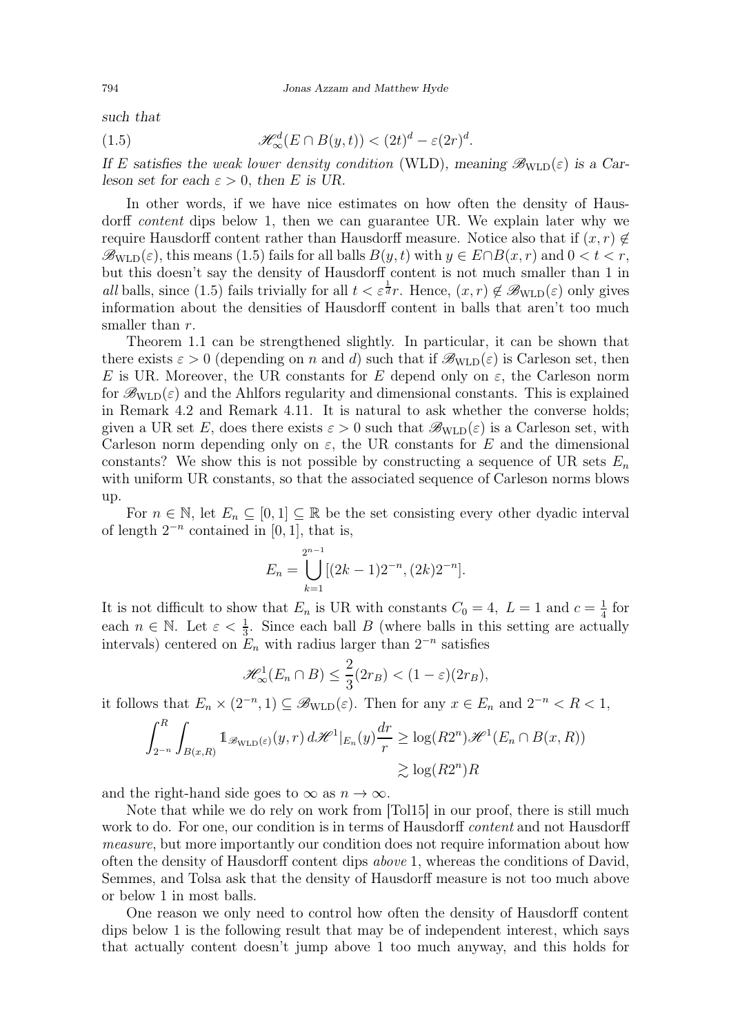*such that*

$$\mathscr{H}^d_\infty(E \cap B(y,t)) < (2t)^d - \varepsilon(2r)^d. \tag{1.5}$$

*If $E$ satisfies the weak lower density condition* (WLD), *meaning $\mathscr{B}_{\mathrm{WLD}}(\varepsilon)$ is a Carleson set for each $\varepsilon > 0$, then $E$ is UR.*

In other words, if we have nice estimates on how often the density of Hausdorff *content* dips below 1, then we can guarantee UR. We explain later why we require Hausdorff content rather than Hausdorff measure. Notice also that if $(x,r) \notin \mathscr{B}_{\mathrm{WLD}}(\varepsilon)$, this means (1.5) fails for all balls $B(y,t)$ with $y \in E \cap B(x,r)$ and $0 < t < r$, but this doesn't say the density of Hausdorff content is not much smaller than 1 in *all* balls, since (1.5) fails trivially for all $t < \varepsilon^{\frac{1}{d}} r$. Hence, $(x,r) \notin \mathscr{B}_{\mathrm{WLD}}(\varepsilon)$ only gives information about the densities of Hausdorff content in balls that aren't too much smaller than $r$.

Theorem 1.1 can be strengthened slightly. In particular, it can be shown that there exists $\varepsilon > 0$ (depending on $n$ and $d$) such that if $\mathscr{B}_{\mathrm{WLD}}(\varepsilon)$ is Carleson set, then $E$ is UR. Moreover, the UR constants for $E$ depend only on $\varepsilon$, the Carleson norm for $\mathscr{B}_{\mathrm{WLD}}(\varepsilon)$ and the Ahlfors regularity and dimensional constants. This is explained in Remark 4.2 and Remark 4.11. It is natural to ask whether the converse holds; given a UR set $E$, does there exists $\varepsilon > 0$ such that $\mathscr{B}_{\mathrm{WLD}}(\varepsilon)$ is a Carleson set, with Carleson norm depending only on $\varepsilon$, the UR constants for $E$ and the dimensional constants? We show this is not possible by constructing a sequence of UR sets $E_n$ with uniform UR constants, so that the associated sequence of Carleson norms blows up.

For $n \in \mathbb{N}$, let $E_n \subseteq [0,1] \subseteq \mathbb{R}$ be the set consisting every other dyadic interval of length $2^{-n}$ contained in $[0,1]$, that is,

$$E_n = \bigcup_{k=1}^{2^{n-1}} [(2k-1)2^{-n}, (2k)2^{-n}].$$

It is not difficult to show that $E_n$ is UR with constants $C_0 = 4$, $L = 1$ and $c = \frac{1}{4}$ for each $n \in \mathbb{N}$. Let $\varepsilon < \frac{1}{3}$. Since each ball $B$ (where balls in this setting are actually intervals) centered on $E_n$ with radius larger than $2^{-n}$ satisfies

$$\mathscr{H}^1_\infty(E_n \cap B) \leq \frac{2}{3}(2r_B) < (1-\varepsilon)(2r_B),$$

it follows that $E_n \times (2^{-n}, 1) \subseteq \mathscr{B}_{\mathrm{WLD}}(\varepsilon)$. Then for any $x \in E_n$ and $2^{-n} < R < 1$,

$$\int_{2^{-n}}^{R} \int_{B(x,R)} \mathbb{1}_{\mathscr{B}_{\mathrm{WLD}}(\varepsilon)}(y,r)\, d\mathscr{H}^1|_{E_n}(y) \frac{dr}{r} \geq \log(R2^n) \mathscr{H}^1(E_n \cap B(x,R)) \gtrsim \log(R2^n) R$$

and the right-hand side goes to $\infty$ as $n \to \infty$.

Note that while we do rely on work from [Tol15] in our proof, there is still much work to do. For one, our condition is in terms of Hausdorff *content* and not Hausdorff *measure*, but more importantly our condition does not require information about how often the density of Hausdorff content dips *above* 1, whereas the conditions of David, Semmes, and Tolsa ask that the density of Hausdorff measure is not too much above or below 1 in most balls.

One reason we only need to control how often the density of Hausdorff content dips below 1 is the following result that may be of independent interest, which says that actually content doesn't jump above 1 too much anyway, and this holds for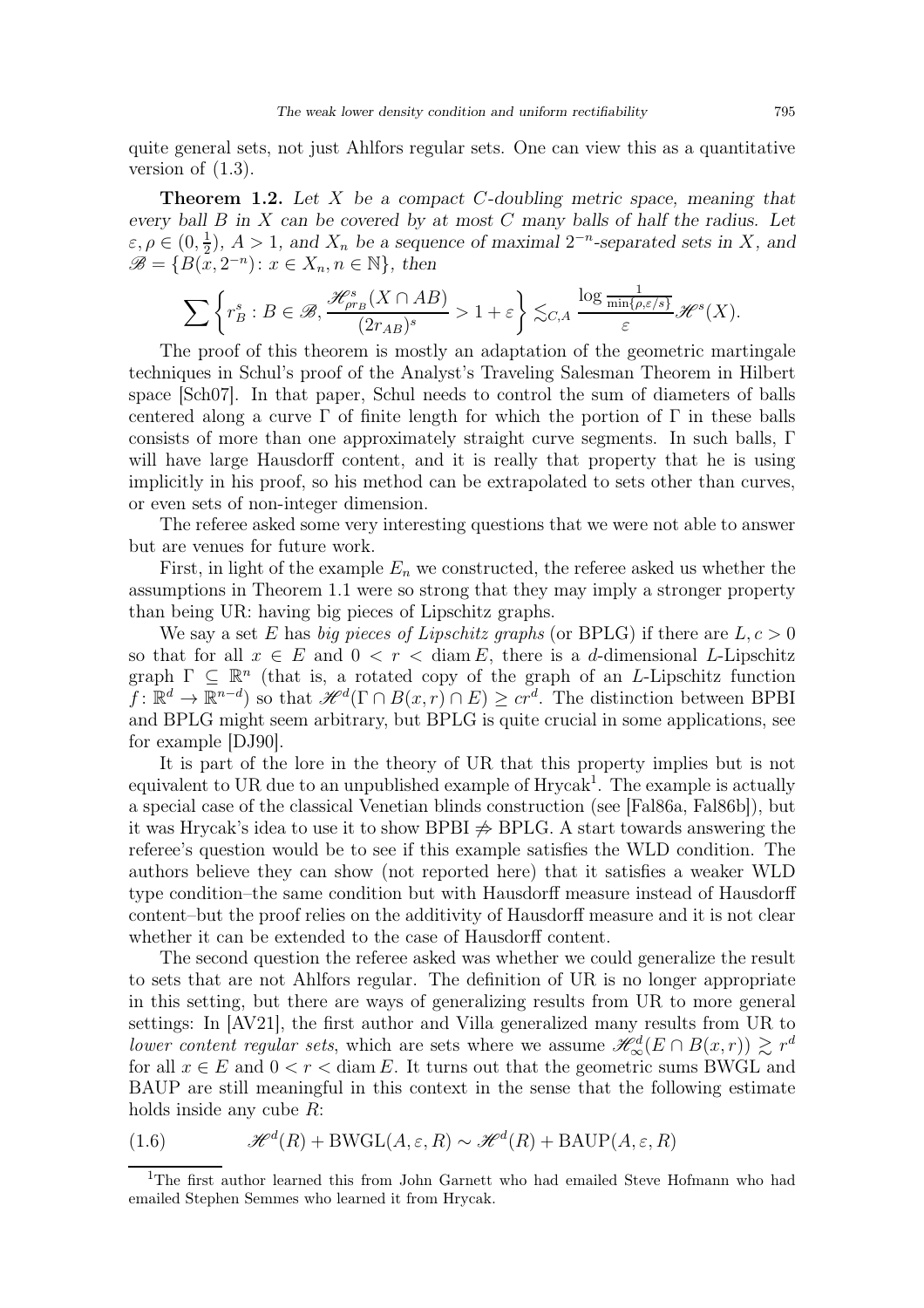quite general sets, not just Ahlfors regular sets. One can view this as a quantitative version of (1.3).

**Theorem 1.2.** *Let $X$ be a compact $C$-doubling metric space, meaning that every ball $B$ in $X$ can be covered by at most $C$ many balls of half the radius. Let $\varepsilon, \rho \in (0, \frac{1}{2})$, $A > 1$, and $X_n$ be a sequence of maximal $2^{-n}$-separated sets in $X$, and $\mathscr{B} = \{B(x, 2^{-n}) \colon x \in X_n, n \in \mathbb{N}\}$, then*

$$\sum \left\{ r_B^s : B \in \mathscr{B}, \frac{\mathscr{H}^s_{\rho r_B}(X \cap AB)}{(2r_{AB})^s} > 1 + \varepsilon \right\} \lesssim_{C,A} \frac{\log \frac{1}{\min\{\rho, \varepsilon/s\}}}{\varepsilon} \mathscr{H}^s(X).$$

The proof of this theorem is mostly an adaptation of the geometric martingale techniques in Schul's proof of the Analyst's Traveling Salesman Theorem in Hilbert space [Sch07]. In that paper, Schul needs to control the sum of diameters of balls centered along a curve $\Gamma$ of finite length for which the portion of $\Gamma$ in these balls consists of more than one approximately straight curve segments. In such balls, $\Gamma$ will have large Hausdorff content, and it is really that property that he is using implicitly in his proof, so his method can be extrapolated to sets other than curves, or even sets of non-integer dimension.

The referee asked some very interesting questions that we were not able to answer but are venues for future work.

First, in light of the example $E_n$ we constructed, the referee asked us whether the assumptions in Theorem 1.1 were so strong that they may imply a stronger property than being UR: having big pieces of Lipschitz graphs.

We say a set $E$ has *big pieces of Lipschitz graphs* (or BPLG) if there are $L, c > 0$ so that for all $x \in E$ and $0 < r < \operatorname{diam} E$, there is a $d$-dimensional $L$-Lipschitz graph $\Gamma \subseteq \mathbb{R}^n$ (that is, a rotated copy of the graph of an $L$-Lipschitz function $f \colon \mathbb{R}^d \to \mathbb{R}^{n-d}$) so that $\mathscr{H}^d(\Gamma \cap B(x,r) \cap E) \geq cr^d$. The distinction between BPBI and BPLG might seem arbitrary, but BPLG is quite crucial in some applications, see for example [DJ90].

It is part of the lore in the theory of UR that this property implies but is not equivalent to UR due to an unpublished example of Hrycak[1]. The example is actually a special case of the classical Venetian blinds construction (see [Fal86a, Fal86b]), but it was Hrycak's idea to use it to show BPBI $\not\Rightarrow$ BPLG. A start towards answering the referee's question would be to see if this example satisfies the WLD condition. The authors believe they can show (not reported here) that it satisfies a weaker WLD type condition–the same condition but with Hausdorff measure instead of Hausdorff content–but the proof relies on the additivity of Hausdorff measure and it is not clear whether it can be extended to the case of Hausdorff content.

The second question the referee asked was whether we could generalize the result to sets that are not Ahlfors regular. The definition of UR is no longer appropriate in this setting, but there are ways of generalizing results from UR to more general settings: In [AV21], the first author and Villa generalized many results from UR to *lower content regular sets*, which are sets where we assume $\mathscr{H}^d_\infty(E \cap B(x,r)) \gtrsim r^d$ for all $x \in E$ and $0 < r < \operatorname{diam} E$. It turns out that the geometric sums BWGL and BAUP are still meaningful in this context in the sense that the following estimate holds inside any cube $R$:

$$\mathscr{H}^d(R) + \mathrm{BWGL}(A, \varepsilon, R) \sim \mathscr{H}^d(R) + \mathrm{BAUP}(A, \varepsilon, R) \tag{1.6}$$

[1] The first author learned this from John Garnett who had emailed Steve Hofmann who had emailed Stephen Semmes who learned it from Hrycak.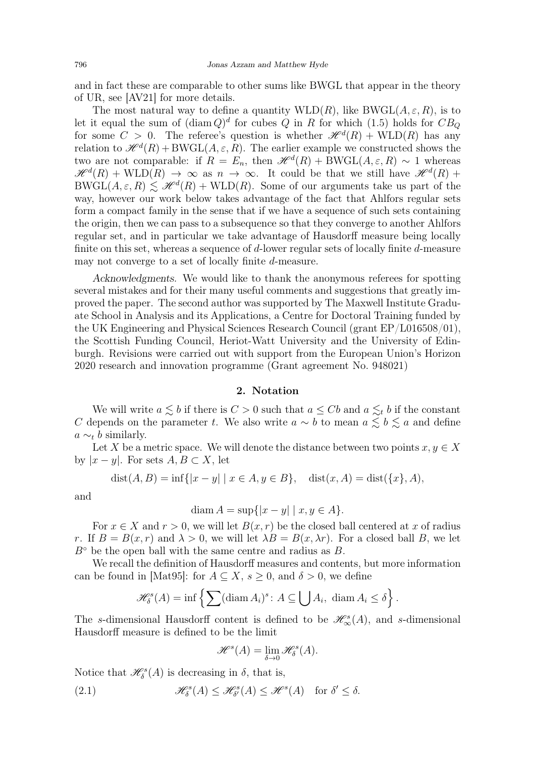and in fact these are comparable to other sums like BWGL that appear in the theory of UR, see [AV21] for more details.

The most natural way to define a quantity $\mathrm{WLD}(R)$, like $\mathrm{BWGL}(A, \varepsilon, R)$, is to let it equal the sum of $(\operatorname{diam} Q)^d$ for cubes $Q$ in $R$ for which (1.5) holds for $CB_Q$ for some $C > 0$. The referee's question is whether $\mathscr{H}^d(R) + \mathrm{WLD}(R)$ has any relation to $\mathscr{H}^d(R) + \mathrm{BWGL}(A, \varepsilon, R)$. The earlier example we constructed shows the two are not comparable: if $R = E_n$, then $\mathscr{H}^d(R) + \mathrm{BWGL}(A, \varepsilon, R) \sim 1$ whereas $\mathscr{H}^d(R) + \mathrm{WLD}(R) \to \infty$ as $n \to \infty$. It could be that we still have $\mathscr{H}^d(R) + \mathrm{BWGL}(A, \varepsilon, R) \lesssim \mathscr{H}^d(R) + \mathrm{WLD}(R)$. Some of our arguments take us part of the way, however our work below takes advantage of the fact that Ahlfors regular sets form a compact family in the sense that if we have a sequence of such sets containing the origin, then we can pass to a subsequence so that they converge to another Ahlfors regular set, and in particular we take advantage of Hausdorff measure being locally finite on this set, whereas a sequence of $d$-lower regular sets of locally finite $d$-measure may not converge to a set of locally finite $d$-measure.

*Acknowledgments.* We would like to thank the anonymous referees for spotting several mistakes and for their many useful comments and suggestions that greatly improved the paper. The second author was supported by The Maxwell Institute Graduate School in Analysis and its Applications, a Centre for Doctoral Training funded by the UK Engineering and Physical Sciences Research Council (grant EP/L016508/01), the Scottish Funding Council, Heriot-Watt University and the University of Edinburgh. Revisions were carried out with support from the European Union's Horizon 2020 research and innovation programme (Grant agreement No. 948021)

## 2. Notation

We will write $a \lesssim b$ if there is $C > 0$ such that $a \leq Cb$ and $a \lesssim_t b$ if the constant $C$ depends on the parameter $t$. We also write $a \sim b$ to mean $a \lesssim b \lesssim a$ and define $a \sim_t b$ similarly.

Let $X$ be a metric space. We will denote the distance between two points $x, y \in X$ by $|x - y|$. For sets $A, B \subset X$, let

$$\operatorname{dist}(A, B) = \inf\{|x - y| \mid x \in A, y \in B\}, \quad \operatorname{dist}(x, A) = \operatorname{dist}(\{x\}, A),$$

and

$$\operatorname{diam} A = \sup\{|x - y| \mid x, y \in A\}.$$

For $x \in X$ and $r > 0$, we will let $B(x, r)$ be the closed ball centered at $x$ of radius $r$. If $B = B(x, r)$ and $\lambda > 0$, we will let $\lambda B = B(x, \lambda r)$. For a closed ball $B$, we let $B^\circ$ be the open ball with the same centre and radius as $B$.

We recall the definition of Hausdorff measures and contents, but more information can be found in [Mat95]: for $A \subseteq X$, $s \geq 0$, and $\delta > 0$, we define

$$\mathscr{H}^s_\delta(A) = \inf\left\{\sum (\operatorname{diam} A_i)^s \colon A \subseteq \bigcup A_i,\ \operatorname{diam} A_i \leq \delta\right\}.$$

The $s$-dimensional Hausdorff content is defined to be $\mathscr{H}^s_\infty(A)$, and $s$-dimensional Hausdorff measure is defined to be the limit

$$\mathscr{H}^s(A) = \lim_{\delta \to 0} \mathscr{H}^s_\delta(A).$$

Notice that $\mathscr{H}^s_\delta(A)$ is decreasing in $\delta$, that is,

$$\mathscr{H}^s_\delta(A) \leq \mathscr{H}^s_{\delta'}(A) \leq \mathscr{H}^s(A) \quad \text{for } \delta' \leq \delta. \tag{2.1}$$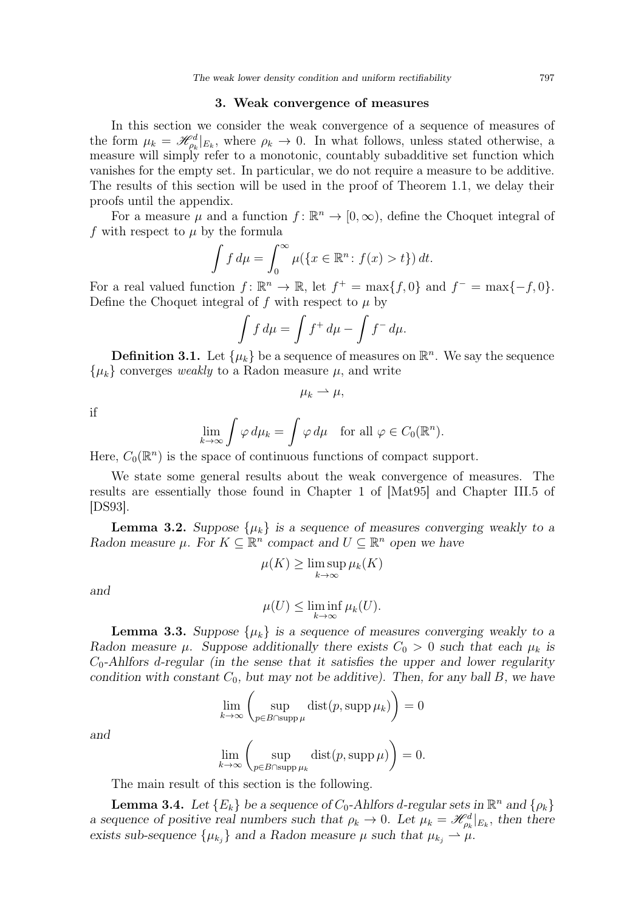## 3. Weak convergence of measures

In this section we consider the weak convergence of a sequence of measures of the form $\mu_k = \mathscr{H}^d_{\rho_k}|_{E_k}$, where $\rho_k \to 0$. In what follows, unless stated otherwise, a measure will simply refer to a monotonic, countably subadditive set function which vanishes for the empty set. In particular, we do not require a measure to be additive. The results of this section will be used in the proof of Theorem 1.1, we delay their proofs until the appendix.

For a measure $\mu$ and a function $f\colon \mathbb{R}^n \to [0,\infty)$, define the Choquet integral of $f$ with respect to $\mu$ by the formula

$$\int f\,d\mu = \int_0^\infty \mu(\{x \in \mathbb{R}^n \colon f(x) > t\})\,dt.$$

For a real valued function $f\colon \mathbb{R}^n \to \mathbb{R}$, let $f^+ = \max\{f, 0\}$ and $f^- = \max\{-f, 0\}$. Define the Choquet integral of $f$ with respect to $\mu$ by

$$\int f\,d\mu = \int f^+\,d\mu - \int f^-\,d\mu.$$

**Definition 3.1.** Let $\{\mu_k\}$ be a sequence of measures on $\mathbb{R}^n$. We say the sequence $\{\mu_k\}$ converges *weakly* to a Radon measure $\mu$, and write

$$\mu_k \rightharpoonup \mu,$$

if

$$\lim_{k\to\infty} \int \varphi\,d\mu_k = \int \varphi\,d\mu \quad \text{for all } \varphi \in C_0(\mathbb{R}^n).$$

Here, $C_0(\mathbb{R}^n)$ is the space of continuous functions of compact support.

We state some general results about the weak convergence of measures. The results are essentially those found in Chapter 1 of [Mat95] and Chapter III.5 of [DS93].

**Lemma 3.2.** *Suppose $\{\mu_k\}$ is a sequence of measures converging weakly to a Radon measure $\mu$. For $K \subseteq \mathbb{R}^n$ compact and $U \subseteq \mathbb{R}^n$ open we have*

$$\mu(K) \geq \limsup_{k\to\infty} \mu_k(K)$$

*and*

$$\mu(U) \leq \liminf_{k\to\infty} \mu_k(U).$$

**Lemma 3.3.** *Suppose $\{\mu_k\}$ is a sequence of measures converging weakly to a Radon measure $\mu$. Suppose additionally there exists $C_0 > 0$ such that each $\mu_k$ is $C_0$-Ahlfors $d$-regular (in the sense that it satisfies the upper and lower regularity condition with constant $C_0$, but may not be additive). Then, for any ball $B$, we have*

$$\lim_{k\to\infty} \left( \sup_{p \in B \cap \operatorname{supp} \mu} \operatorname{dist}(p, \operatorname{supp} \mu_k) \right) = 0$$

*and*

$$\lim_{k\to\infty} \left( \sup_{p \in B \cap \operatorname{supp} \mu_k} \operatorname{dist}(p, \operatorname{supp} \mu) \right) = 0.$$

The main result of this section is the following.

**Lemma 3.4.** *Let $\{E_k\}$ be a sequence of $C_0$-Ahlfors $d$-regular sets in $\mathbb{R}^n$ and $\{\rho_k\}$ a sequence of positive real numbers such that $\rho_k \to 0$. Let $\mu_k = \mathscr{H}^d_{\rho_k}|_{E_k}$, then there exists sub-sequence $\{\mu_{k_j}\}$ and a Radon measure $\mu$ such that $\mu_{k_j} \rightharpoonup \mu$.*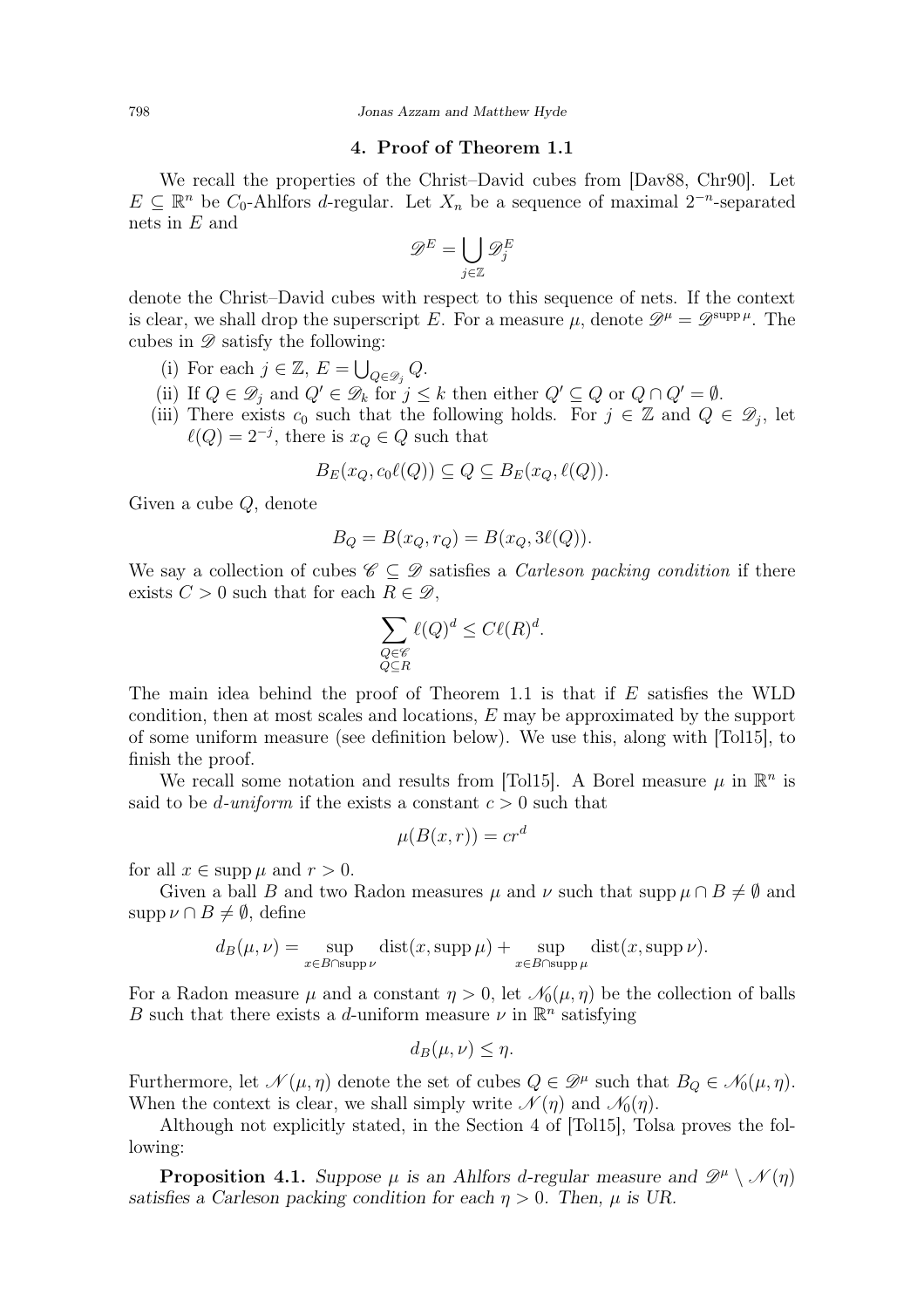## 4. Proof of Theorem 1.1

We recall the properties of the Christ–David cubes from [Dav88, Chr90]. Let $E \subseteq \mathbb{R}^n$ be $C_0$-Ahlfors $d$-regular. Let $X_n$ be a sequence of maximal $2^{-n}$-separated nets in $E$ and

$$\mathscr{D}^E = \bigcup_{j \in \mathbb{Z}} \mathscr{D}_j^E$$

denote the Christ–David cubes with respect to this sequence of nets. If the context is clear, we shall drop the superscript $E$. For a measure $\mu$, denote $\mathscr{D}^\mu = \mathscr{D}^{\operatorname{supp} \mu}$. The cubes in $\mathscr{D}$ satisfy the following:

(i) For each $j \in \mathbb{Z}$, $E = \bigcup_{Q \in \mathscr{D}_j} Q$.

(ii) If $Q \in \mathscr{D}_j$ and $Q' \in \mathscr{D}_k$ for $j \leq k$ then either $Q' \subseteq Q$ or $Q \cap Q' = \emptyset$.

(iii) There exists $c_0$ such that the following holds. For $j \in \mathbb{Z}$ and $Q \in \mathscr{D}_j$, let $\ell(Q) = 2^{-j}$, there is $x_Q \in Q$ such that

$$B_E(x_Q, c_0 \ell(Q)) \subseteq Q \subseteq B_E(x_Q, \ell(Q)).$$

Given a cube $Q$, denote

$$B_Q = B(x_Q, r_Q) = B(x_Q, 3\ell(Q)).$$

We say a collection of cubes $\mathscr{C} \subseteq \mathscr{D}$ satisfies a *Carleson packing condition* if there exists $C > 0$ such that for each $R \in \mathscr{D}$,

$$\sum_{\substack{Q \in \mathscr{C} \\ Q \subseteq R}} \ell(Q)^d \leq C \ell(R)^d.$$

The main idea behind the proof of Theorem 1.1 is that if $E$ satisfies the WLD condition, then at most scales and locations, $E$ may be approximated by the support of some uniform measure (see definition below). We use this, along with [Tol15], to finish the proof.

We recall some notation and results from [Tol15]. A Borel measure $\mu$ in $\mathbb{R}^n$ is said to be *$d$-uniform* if the exists a constant $c > 0$ such that

$$\mu(B(x,r)) = cr^d$$

for all $x \in \operatorname{supp} \mu$ and $r > 0$.

Given a ball $B$ and two Radon measures $\mu$ and $\nu$ such that $\operatorname{supp} \mu \cap B \neq \emptyset$ and $\operatorname{supp} \nu \cap B \neq \emptyset$, define

$$d_B(\mu, \nu) = \sup_{x \in B \cap \operatorname{supp} \nu} \operatorname{dist}(x, \operatorname{supp} \mu) + \sup_{x \in B \cap \operatorname{supp} \mu} \operatorname{dist}(x, \operatorname{supp} \nu).$$

For a Radon measure $\mu$ and a constant $\eta > 0$, let $\mathscr{N}_0(\mu, \eta)$ be the collection of balls $B$ such that there exists a $d$-uniform measure $\nu$ in $\mathbb{R}^n$ satisfying

$$d_B(\mu, \nu) \leq \eta.$$

Furthermore, let $\mathscr{N}(\mu, \eta)$ denote the set of cubes $Q \in \mathscr{D}^\mu$ such that $B_Q \in \mathscr{N}_0(\mu, \eta)$. When the context is clear, we shall simply write $\mathscr{N}(\eta)$ and $\mathscr{N}_0(\eta)$.

Although not explicitly stated, in the Section 4 of [Tol15], Tolsa proves the following:

**Proposition 4.1.** *Suppose $\mu$ is an Ahlfors $d$-regular measure and $\mathscr{D}^\mu \setminus \mathscr{N}(\eta)$ satisfies a Carleson packing condition for each $\eta > 0$. Then, $\mu$ is UR.*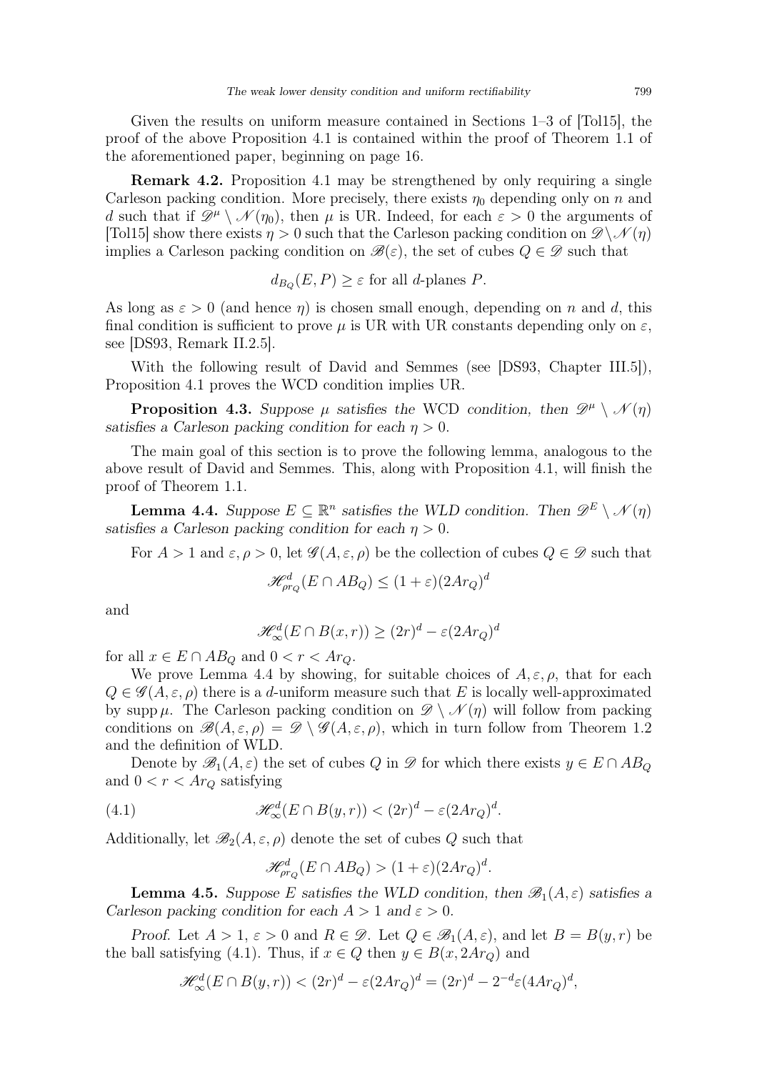Given the results on uniform measure contained in Sections 1–3 of [Tol15], the proof of the above Proposition 4.1 is contained within the proof of Theorem 1.1 of the aforementioned paper, beginning on page 16.

**Remark 4.2.** Proposition 4.1 may be strengthened by only requiring a single Carleson packing condition. More precisely, there exists $\eta_0$ depending only on $n$ and $d$ such that if $\mathscr{D}^\mu \setminus \mathscr{N}(\eta_0)$, then $\mu$ is UR. Indeed, for each $\varepsilon > 0$ the arguments of [Tol15] show there exists $\eta > 0$ such that the Carleson packing condition on $\mathscr{D} \setminus \mathscr{N}(\eta)$ implies a Carleson packing condition on $\mathscr{B}(\varepsilon)$, the set of cubes $Q \in \mathscr{D}$ such that

$$d_{B_Q}(E, P) \geq \varepsilon \text{ for all } d\text{-planes } P.$$

As long as $\varepsilon > 0$ (and hence $\eta$) is chosen small enough, depending on $n$ and $d$, this final condition is sufficient to prove $\mu$ is UR with UR constants depending only on $\varepsilon$, see [DS93, Remark II.2.5].

With the following result of David and Semmes (see [DS93, Chapter III.5]), Proposition 4.1 proves the WCD condition implies UR.

**Proposition 4.3.** *Suppose $\mu$ satisfies the* WCD *condition, then $\mathscr{D}^\mu \setminus \mathscr{N}(\eta)$ satisfies a Carleson packing condition for each $\eta > 0$.*

The main goal of this section is to prove the following lemma, analogous to the above result of David and Semmes. This, along with Proposition 4.1, will finish the proof of Theorem 1.1.

**Lemma 4.4.** *Suppose $E \subseteq \mathbb{R}^n$ satisfies the WLD condition. Then $\mathscr{D}^E \setminus \mathscr{N}(\eta)$ satisfies a Carleson packing condition for each $\eta > 0$.*

For $A > 1$ and $\varepsilon, \rho > 0$, let $\mathscr{G}(A, \varepsilon, \rho)$ be the collection of cubes $Q \in \mathscr{D}$ such that

$$\mathscr{H}^d_{\rho r_Q}(E \cap AB_Q) \leq (1 + \varepsilon)(2Ar_Q)^d$$

and

$$\mathscr{H}^d_\infty(E \cap B(x, r)) \geq (2r)^d - \varepsilon(2Ar_Q)^d$$

for all $x \in E \cap AB_Q$ and $0 < r < Ar_Q$.

We prove Lemma 4.4 by showing, for suitable choices of $A, \varepsilon, \rho$, that for each $Q \in \mathscr{G}(A, \varepsilon, \rho)$ there is a $d$-uniform measure such that $E$ is locally well-approximated by $\operatorname{supp} \mu$. The Carleson packing condition on $\mathscr{D} \setminus \mathscr{N}(\eta)$ will follow from packing conditions on $\mathscr{B}(A, \varepsilon, \rho) = \mathscr{D} \setminus \mathscr{G}(A, \varepsilon, \rho)$, which in turn follow from Theorem 1.2 and the definition of WLD.

Denote by $\mathscr{B}_1(A, \varepsilon)$ the set of cubes $Q$ in $\mathscr{D}$ for which there exists $y \in E \cap AB_Q$ and $0 < r < Ar_Q$ satisfying

$$\mathscr{H}^d_\infty(E \cap B(y, r)) < (2r)^d - \varepsilon(2Ar_Q)^d. \tag{4.1}$$

Additionally, let $\mathscr{B}_2(A, \varepsilon, \rho)$ denote the set of cubes $Q$ such that

$$\mathscr{H}^d_{\rho r_Q}(E \cap AB_Q) > (1 + \varepsilon)(2Ar_Q)^d.$$

**Lemma 4.5.** *Suppose $E$ satisfies the WLD condition, then $\mathscr{B}_1(A, \varepsilon)$ satisfies a Carleson packing condition for each $A > 1$ and $\varepsilon > 0$.*

*Proof.* Let $A > 1$, $\varepsilon > 0$ and $R \in \mathscr{D}$. Let $Q \in \mathscr{B}_1(A, \varepsilon)$, and let $B = B(y, r)$ be the ball satisfying (4.1). Thus, if $x \in Q$ then $y \in B(x, 2Ar_Q)$ and

$$\mathscr{H}^d_\infty(E \cap B(y, r)) < (2r)^d - \varepsilon(2Ar_Q)^d = (2r)^d - 2^{-d}\varepsilon(4Ar_Q)^d,$$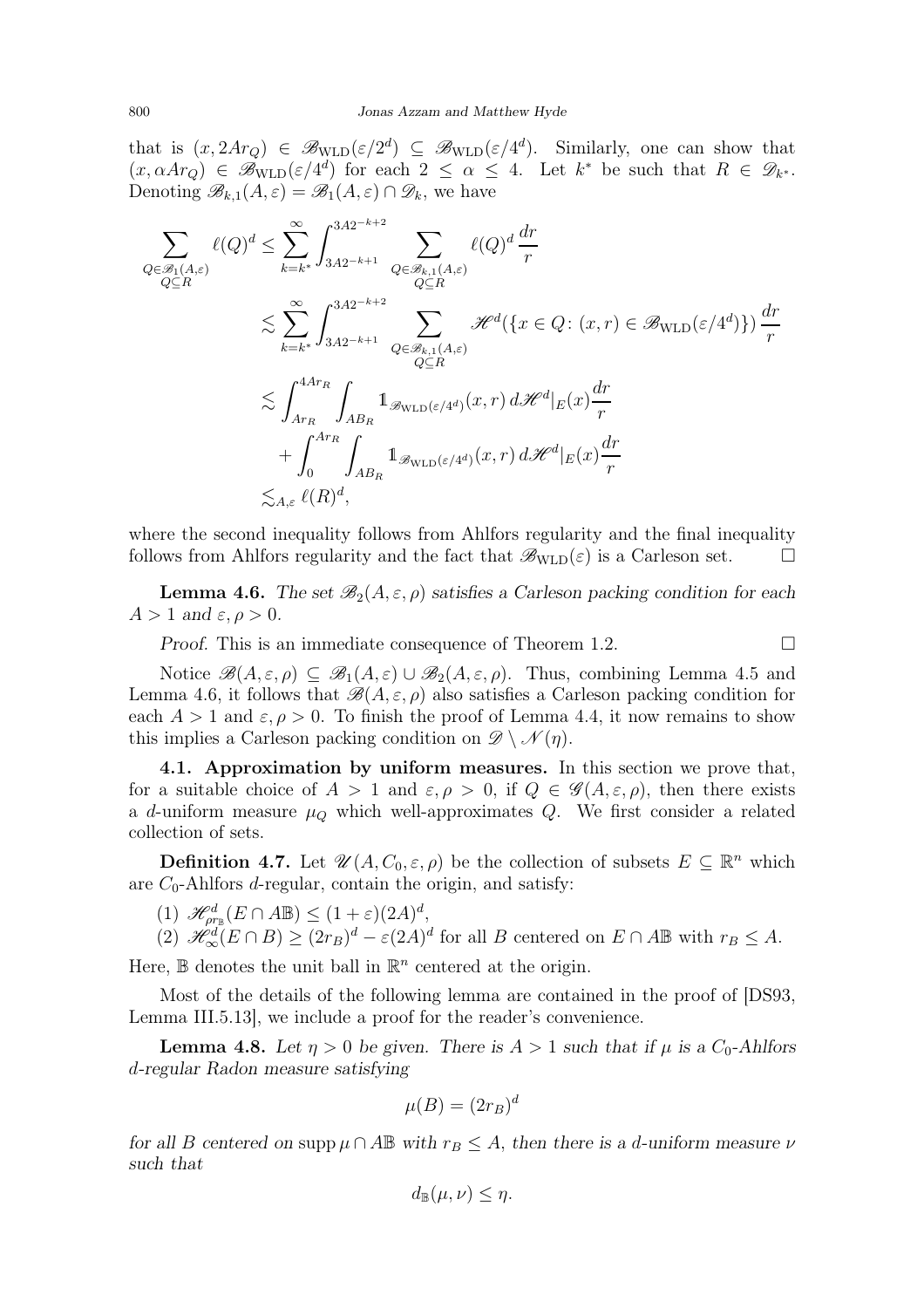that is $(x, 2Ar_Q) \in \mathscr{B}_{\rm WLD}(\varepsilon/2^d) \subseteq \mathscr{B}_{\rm WLD}(\varepsilon/4^d)$. Similarly, one can show that $(x, \alpha A r_Q) \in \mathscr{B}_{\rm WLD}(\varepsilon/4^d)$ for each $2 \leq \alpha \leq 4$. Let $k^*$ be such that $R \in \mathscr{D}_{k^*}$. Denoting $\mathscr{B}_{k,1}(A,\varepsilon) = \mathscr{B}_1(A,\varepsilon) \cap \mathscr{D}_k$, we have

$$
\begin{aligned}
\sum_{\substack{Q \in \mathscr{B}_1(A,\varepsilon) \\ Q \subseteq R}} \ell(Q)^d &\leq \sum_{k=k^*}^{\infty} \int_{3A2^{-k+1}}^{3A2^{-k+2}} \sum_{\substack{Q \in \mathscr{B}_{k,1}(A,\varepsilon) \\ Q \subseteq R}} \ell(Q)^d \, \frac{dr}{r} \\
&\lesssim \sum_{k=k^*}^{\infty} \int_{3A2^{-k+1}}^{3A2^{-k+2}} \sum_{\substack{Q \in \mathscr{B}_{k,1}(A,\varepsilon) \\ Q \subseteq R}} \mathscr{H}^d(\{x \in Q \colon (x,r) \in \mathscr{B}_{\rm WLD}(\varepsilon/4^d)\}) \, \frac{dr}{r} \\
&\lesssim \int_{Ar_R}^{4Ar_R} \int_{AB_R} \mathbb{1}_{\mathscr{B}_{\rm WLD}(\varepsilon/4^d)}(x,r) \, d\mathscr{H}^d|_E(x) \frac{dr}{r} \\
&\quad + \int_0^{Ar_R} \int_{AB_R} \mathbb{1}_{\mathscr{B}_{\rm WLD}(\varepsilon/4^d)}(x,r) \, d\mathscr{H}^d|_E(x) \frac{dr}{r} \\
&\lesssim_{A,\varepsilon} \ell(R)^d,
\end{aligned}
$$

where the second inequality follows from Ahlfors regularity and the final inequality follows from Ahlfors regularity and the fact that $\mathscr{B}_{\rm WLD}(\varepsilon)$ is a Carleson set. $\square$

**Lemma 4.6.** *The set $\mathscr{B}_2(A,\varepsilon,\rho)$ satisfies a Carleson packing condition for each $A > 1$ and $\varepsilon, \rho > 0$.*

*Proof.* This is an immediate consequence of Theorem 1.2. $\square$

Notice $\mathscr{B}(A,\varepsilon,\rho) \subseteq \mathscr{B}_1(A,\varepsilon) \cup \mathscr{B}_2(A,\varepsilon,\rho)$. Thus, combining Lemma 4.5 and Lemma 4.6, it follows that $\mathscr{B}(A,\varepsilon,\rho)$ also satisfies a Carleson packing condition for each $A > 1$ and $\varepsilon, \rho > 0$. To finish the proof of Lemma 4.4, it now remains to show this implies a Carleson packing condition on $\mathscr{D} \setminus \mathscr{N}(\eta)$.

### 4.1. Approximation by uniform measures.

In this section we prove that, for a suitable choice of $A > 1$ and $\varepsilon, \rho > 0$, if $Q \in \mathscr{G}(A,\varepsilon,\rho)$, then there exists a $d$-uniform measure $\mu_Q$ which well-approximates $Q$. We first consider a related collection of sets.

**Definition 4.7.** Let $\mathscr{U}(A, C_0, \varepsilon, \rho)$ be the collection of subsets $E \subseteq \mathbb{R}^n$ which are $C_0$-Ahlfors $d$-regular, contain the origin, and satisfy:

(1) $\mathscr{H}^d_{\rho r_{\mathbb{B}}}(E \cap A\mathbb{B}) \leq (1+\varepsilon)(2A)^d$,
(2) $\mathscr{H}^d_\infty(E \cap B) \geq (2r_B)^d - \varepsilon(2A)^d$ for all $B$ centered on $E \cap A\mathbb{B}$ with $r_B \leq A$.

Here, $\mathbb{B}$ denotes the unit ball in $\mathbb{R}^n$ centered at the origin.

Most of the details of the following lemma are contained in the proof of [DS93, Lemma III.5.13], we include a proof for the reader's convenience.

**Lemma 4.8.** *Let $\eta > 0$ be given. There is $A > 1$ such that if $\mu$ is a $C_0$-Ahlfors $d$-regular Radon measure satisfying*

$$\mu(B) = (2r_B)^d$$

*for all $B$ centered on $\operatorname{supp}\mu \cap A\mathbb{B}$ with $r_B \leq A$, then there is a $d$-uniform measure $\nu$ such that*

$$d_{\mathbb{B}}(\mu, \nu) \leq \eta.$$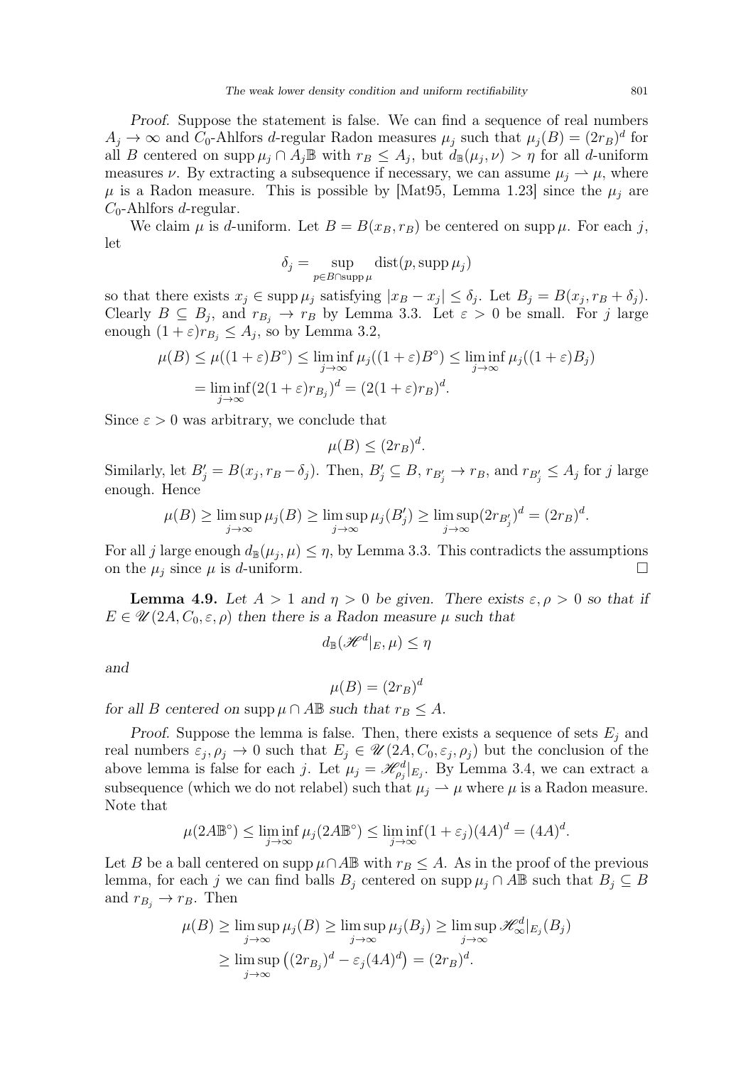*Proof.* Suppose the statement is false. We can find a sequence of real numbers $A_j \to \infty$ and $C_0$-Ahlfors $d$-regular Radon measures $\mu_j$ such that $\mu_j(B) = (2r_B)^d$ for all $B$ centered on $\operatorname{supp}\mu_j \cap A_j\mathbb{B}$ with $r_B \le A_j$, but $d_{\mathbb{B}}(\mu_j, \nu) > \eta$ for all $d$-uniform measures $\nu$. By extracting a subsequence if necessary, we can assume $\mu_j \rightharpoonup \mu$, where $\mu$ is a Radon measure. This is possible by [Mat95, Lemma 1.23] since the $\mu_j$ are $C_0$-Ahlfors $d$-regular.

We claim $\mu$ is $d$-uniform. Let $B = B(x_B, r_B)$ be centered on $\operatorname{supp}\mu$. For each $j$, let

$$\delta_j = \sup_{p \in B \cap \operatorname{supp}\mu} \operatorname{dist}(p, \operatorname{supp}\mu_j)$$

so that there exists $x_j \in \operatorname{supp}\mu_j$ satisfying $|x_B - x_j| \le \delta_j$. Let $B_j = B(x_j, r_B + \delta_j)$. Clearly $B \subseteq B_j$, and $r_{B_j} \to r_B$ by Lemma 3.3. Let $\varepsilon > 0$ be small. For $j$ large enough $(1+\varepsilon)r_{B_j} \le A_j$, so by Lemma 3.2,

$$\begin{aligned}
\mu(B) &\le \mu((1+\varepsilon)B^\circ) \le \liminf_{j\to\infty} \mu_j((1+\varepsilon)B^\circ) \le \liminf_{j\to\infty} \mu_j((1+\varepsilon)B_j) \\
&= \liminf_{j\to\infty} (2(1+\varepsilon)r_{B_j})^d = (2(1+\varepsilon)r_B)^d.
\end{aligned}$$

Since $\varepsilon > 0$ was arbitrary, we conclude that

$$\mu(B) \le (2r_B)^d.$$

Similarly, let $B_j' = B(x_j, r_B - \delta_j)$. Then, $B_j' \subseteq B$, $r_{B_j'} \to r_B$, and $r_{B_j'} \le A_j$ for $j$ large enough. Hence

$$\mu(B) \ge \limsup_{j\to\infty} \mu_j(B) \ge \limsup_{j\to\infty} \mu_j(B_j') \ge \limsup_{j\to\infty} (2r_{B_j'})^d = (2r_B)^d.$$

For all $j$ large enough $d_{\mathbb{B}}(\mu_j, \mu) \le \eta$, by Lemma 3.3. This contradicts the assumptions on the $\mu_j$ since $\mu$ is $d$-uniform. $\square$

**Lemma 4.9.** *Let $A > 1$ and $\eta > 0$ be given. There exists $\varepsilon, \rho > 0$ so that if $E \in \mathscr{U}(2A, C_0, \varepsilon, \rho)$ then there is a Radon measure $\mu$ such that*

$$d_{\mathbb{B}}(\mathscr{H}^d|_E, \mu) \le \eta$$

*and*

$$\mu(B) = (2r_B)^d$$

*for all $B$ centered on $\operatorname{supp}\mu \cap A\mathbb{B}$ such that $r_B \le A$.*

*Proof.* Suppose the lemma is false. Then, there exists a sequence of sets $E_j$ and real numbers $\varepsilon_j, \rho_j \to 0$ such that $E_j \in \mathscr{U}(2A, C_0, \varepsilon_j, \rho_j)$ but the conclusion of the above lemma is false for each $j$. Let $\mu_j = \mathscr{H}^d_{\rho_j}|_{E_j}$. By Lemma 3.4, we can extract a subsequence (which we do not relabel) such that $\mu_j \rightharpoonup \mu$ where $\mu$ is a Radon measure. Note that

$$\mu(2A\mathbb{B}^\circ) \le \liminf_{j\to\infty} \mu_j(2A\mathbb{B}^\circ) \le \liminf_{j\to\infty} (1+\varepsilon_j)(4A)^d = (4A)^d.$$

Let $B$ be a ball centered on $\operatorname{supp}\mu \cap A\mathbb{B}$ with $r_B \le A$. As in the proof of the previous lemma, for each $j$ we can find balls $B_j$ centered on $\operatorname{supp}\mu_j \cap A\mathbb{B}$ such that $B_j \subseteq B$ and $r_{B_j} \to r_B$. Then

$$\begin{aligned}
\mu(B) &\ge \limsup_{j\to\infty} \mu_j(B) \ge \limsup_{j\to\infty} \mu_j(B_j) \ge \limsup_{j\to\infty} \mathscr{H}^d_\infty|_{E_j}(B_j) \\
&\ge \limsup_{j\to\infty} \left((2r_{B_j})^d - \varepsilon_j (4A)^d\right) = (2r_B)^d.
\end{aligned}$$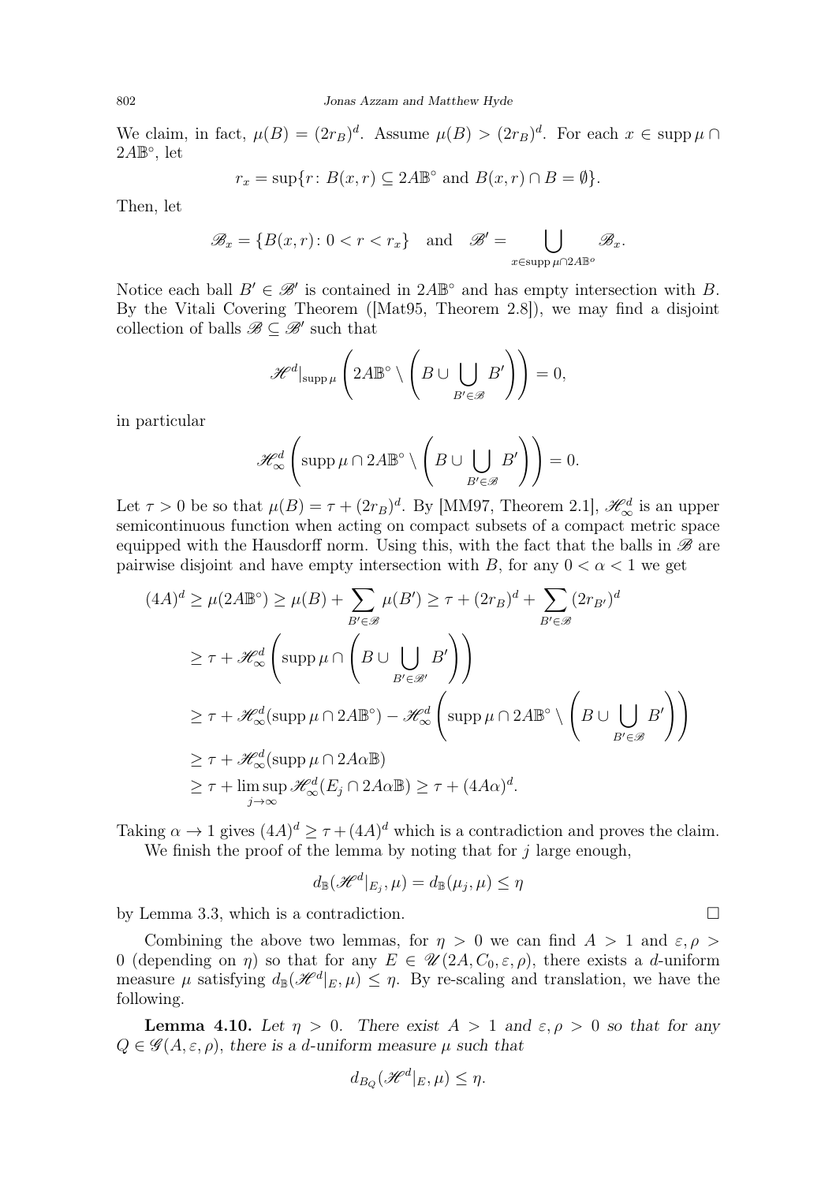We claim, in fact, $\mu(B) = (2r_B)^d$. Assume $\mu(B) > (2r_B)^d$. For each $x \in \operatorname{supp}\mu \cap 2A\mathbb{B}^\circ$, let

$$r_x = \sup\{r \colon B(x,r) \subseteq 2A\mathbb{B}^\circ \text{ and } B(x,r) \cap B = \emptyset\}.$$

Then, let

$$\mathscr{B}_x = \{B(x,r) \colon 0 < r < r_x\} \quad \text{and} \quad \mathscr{B}' = \bigcup_{x \in \operatorname{supp}\mu \cap 2A\mathbb{B}^o} \mathscr{B}_x.$$

Notice each ball $B' \in \mathscr{B}'$ is contained in $2A\mathbb{B}^\circ$ and has empty intersection with $B$. By the Vitali Covering Theorem ([Mat95, Theorem 2.8]), we may find a disjoint collection of balls $\mathscr{B} \subseteq \mathscr{B}'$ such that

$$\mathscr{H}^d|_{\operatorname{supp}\mu}\left(2A\mathbb{B}^\circ \setminus \left(B \cup \bigcup_{B' \in \mathscr{B}} B'\right)\right) = 0,$$

in particular

$$\mathscr{H}^d_\infty\left(\operatorname{supp}\mu \cap 2A\mathbb{B}^\circ \setminus \left(B \cup \bigcup_{B' \in \mathscr{B}} B'\right)\right) = 0.$$

Let $\tau > 0$ be so that $\mu(B) = \tau + (2r_B)^d$. By [MM97, Theorem 2.1], $\mathscr{H}^d_\infty$ is an upper semicontinuous function when acting on compact subsets of a compact metric space equipped with the Hausdorff norm. Using this, with the fact that the balls in $\mathscr{B}$ are pairwise disjoint and have empty intersection with $B$, for any $0 < \alpha < 1$ we get

$$\begin{aligned}
(4A)^d &\geq \mu(2A\mathbb{B}^\circ) \geq \mu(B) + \sum_{B' \in \mathscr{B}} \mu(B') \geq \tau + (2r_B)^d + \sum_{B' \in \mathscr{B}} (2r_{B'})^d \\
&\geq \tau + \mathscr{H}^d_\infty\left(\operatorname{supp}\mu \cap \left(B \cup \bigcup_{B' \in \mathscr{B}'} B'\right)\right) \\
&\geq \tau + \mathscr{H}^d_\infty(\operatorname{supp}\mu \cap 2A\mathbb{B}^\circ) - \mathscr{H}^d_\infty\left(\operatorname{supp}\mu \cap 2A\mathbb{B}^\circ \setminus \left(B \cup \bigcup_{B' \in \mathscr{B}} B'\right)\right) \\
&\geq \tau + \mathscr{H}^d_\infty(\operatorname{supp}\mu \cap 2A\alpha\mathbb{B}) \\
&\geq \tau + \limsup_{j \to \infty} \mathscr{H}^d_\infty(E_j \cap 2A\alpha\mathbb{B}) \geq \tau + (4A\alpha)^d.
\end{aligned}$$

Taking $\alpha \to 1$ gives $(4A)^d \geq \tau + (4A)^d$ which is a contradiction and proves the claim.

We finish the proof of the lemma by noting that for $j$ large enough,

$$d_{\mathbb{B}}(\mathscr{H}^d|_{E_j}, \mu) = d_{\mathbb{B}}(\mu_j, \mu) \leq \eta$$

by Lemma 3.3, which is a contradiction. $\square$

Combining the above two lemmas, for $\eta > 0$ we can find $A > 1$ and $\varepsilon, \rho > 0$ (depending on $\eta$) so that for any $E \in \mathscr{U}(2A, C_0, \varepsilon, \rho)$, there exists a $d$-uniform measure $\mu$ satisfying $d_{\mathbb{B}}(\mathscr{H}^d|_E, \mu) \leq \eta$. By re-scaling and translation, we have the following.

**Lemma 4.10.** *Let $\eta > 0$. There exist $A > 1$ and $\varepsilon, \rho > 0$ so that for any $Q \in \mathscr{G}(A, \varepsilon, \rho)$, there is a $d$-uniform measure $\mu$ such that*

$$d_{B_Q}(\mathscr{H}^d|_E, \mu) \leq \eta.$$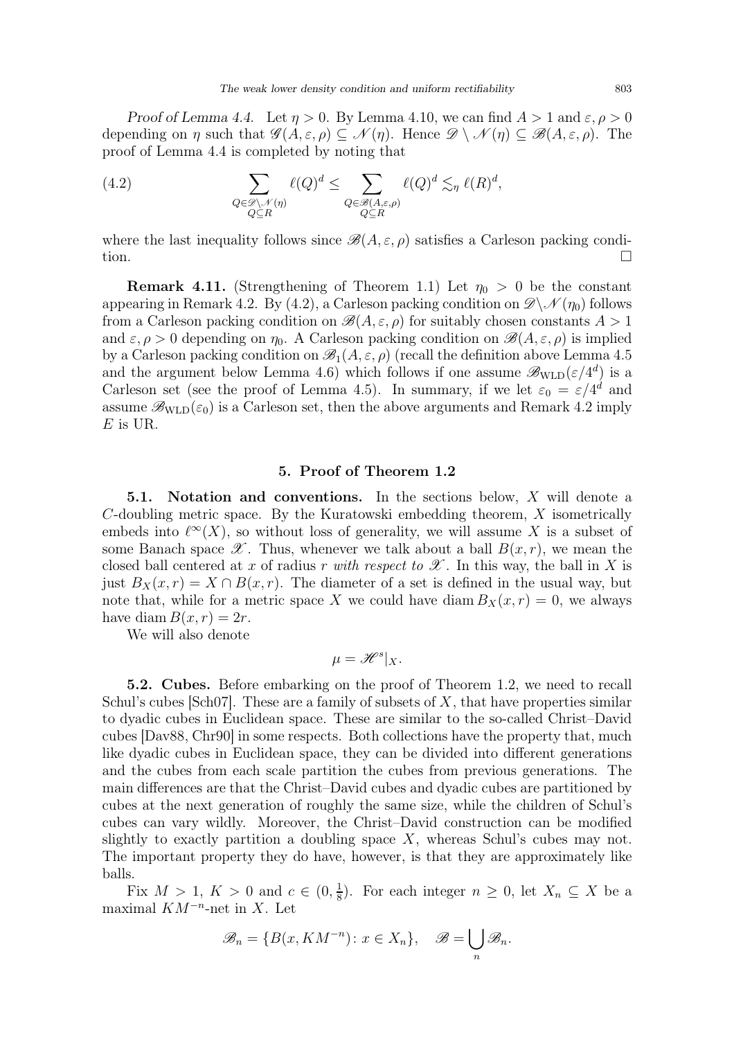*Proof of Lemma 4.4.* Let $\eta > 0$. By Lemma 4.10, we can find $A > 1$ and $\varepsilon, \rho > 0$ depending on $\eta$ such that $\mathscr{G}(A, \varepsilon, \rho) \subseteq \mathscr{N}(\eta)$. Hence $\mathscr{D} \setminus \mathscr{N}(\eta) \subseteq \mathscr{B}(A, \varepsilon, \rho)$. The proof of Lemma 4.4 is completed by noting that

$$\sum_{\substack{Q \in \mathscr{D} \setminus \mathscr{N}(\eta) \\ Q \subseteq R}} \ell(Q)^d \leq \sum_{\substack{Q \in \mathscr{B}(A,\varepsilon,\rho) \\ Q \subseteq R}} \ell(Q)^d \lesssim_\eta \ell(R)^d, \tag{4.2}$$

where the last inequality follows since $\mathscr{B}(A, \varepsilon, \rho)$ satisfies a Carleson packing condition. □

**Remark 4.11.** (Strengthening of Theorem 1.1) Let $\eta_0 > 0$ be the constant appearing in Remark 4.2. By (4.2), a Carleson packing condition on $\mathscr{D} \setminus \mathscr{N}(\eta_0)$ follows from a Carleson packing condition on $\mathscr{B}(A, \varepsilon, \rho)$ for suitably chosen constants $A > 1$ and $\varepsilon, \rho > 0$ depending on $\eta_0$. A Carleson packing condition on $\mathscr{B}(A, \varepsilon, \rho)$ is implied by a Carleson packing condition on $\mathscr{B}_1(A, \varepsilon, \rho)$ (recall the definition above Lemma 4.5 and the argument below Lemma 4.6) which follows if one assume $\mathscr{B}_{\mathrm{WLD}}(\varepsilon/4^d)$ is a Carleson set (see the proof of Lemma 4.5). In summary, if we let $\varepsilon_0 = \varepsilon/4^d$ and assume $\mathscr{B}_{\mathrm{WLD}}(\varepsilon_0)$ is a Carleson set, then the above arguments and Remark 4.2 imply $E$ is UR.

## 5. Proof of Theorem 1.2

**5.1. Notation and conventions.** In the sections below, $X$ will denote a $C$-doubling metric space. By the Kuratowski embedding theorem, $X$ isometrically embeds into $\ell^\infty(X)$, so without loss of generality, we will assume $X$ is a subset of some Banach space $\mathscr{X}$. Thus, whenever we talk about a ball $B(x, r)$, we mean the closed ball centered at $x$ of radius $r$ *with respect to* $\mathscr{X}$. In this way, the ball in $X$ is just $B_X(x, r) = X \cap B(x, r)$. The diameter of a set is defined in the usual way, but note that, while for a metric space $X$ we could have $\operatorname{diam} B_X(x, r) = 0$, we always have $\operatorname{diam} B(x, r) = 2r$.

We will also denote

$$\mu = \mathscr{H}^s|_X.$$

**5.2. Cubes.** Before embarking on the proof of Theorem 1.2, we need to recall Schul's cubes [Sch07]. These are a family of subsets of $X$, that have properties similar to dyadic cubes in Euclidean space. These are similar to the so-called Christ–David cubes [Dav88, Chr90] in some respects. Both collections have the property that, much like dyadic cubes in Euclidean space, they can be divided into different generations and the cubes from each scale partition the cubes from previous generations. The main differences are that the Christ–David cubes and dyadic cubes are partitioned by cubes at the next generation of roughly the same size, while the children of Schul's cubes can vary wildly. Moreover, the Christ–David construction can be modified slightly to exactly partition a doubling space $X$, whereas Schul's cubes may not. The important property they do have, however, is that they are approximately like balls.

Fix $M > 1$, $K > 0$ and $c \in (0, \frac{1}{8})$. For each integer $n \geq 0$, let $X_n \subseteq X$ be a maximal $KM^{-n}$-net in $X$. Let

$$\mathscr{B}_n = \{B(x, KM^{-n}) \colon x \in X_n\}, \quad \mathscr{B} = \bigcup_n \mathscr{B}_n.$$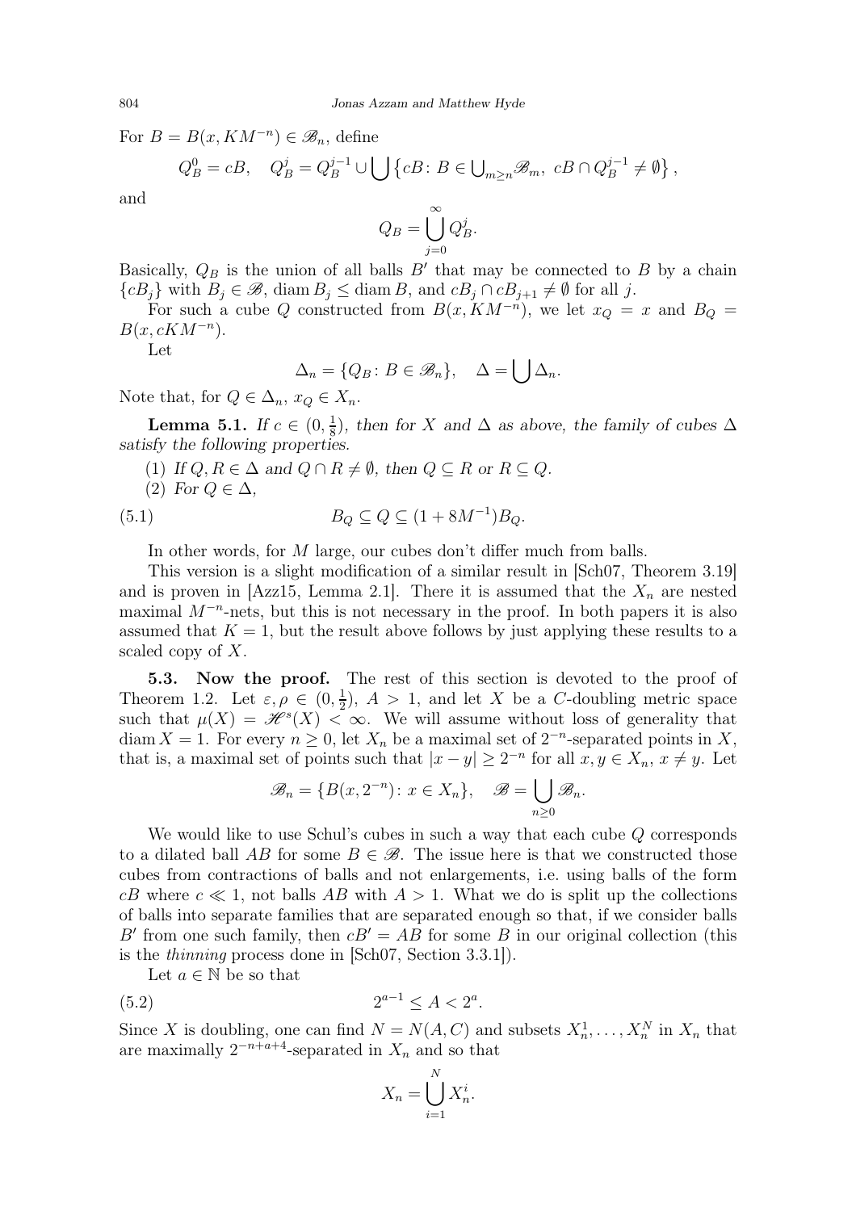For $B = B(x, KM^{-n}) \in \mathscr{B}_n$, define

$$Q_B^0 = cB, \quad Q_B^j = Q_B^{j-1} \cup \bigcup \left\{ cB \colon B \in \bigcup\nolimits_{m \geq n} \mathscr{B}_m,\ cB \cap Q_B^{j-1} \neq \emptyset \right\},$$

and

$$Q_B = \bigcup_{j=0}^{\infty} Q_B^j.$$

Basically, $Q_B$ is the union of all balls $B'$ that may be connected to $B$ by a chain $\{cB_j\}$ with $B_j \in \mathscr{B}$, $\operatorname{diam} B_j \leq \operatorname{diam} B$, and $cB_j \cap cB_{j+1} \neq \emptyset$ for all $j$.

For such a cube $Q$ constructed from $B(x, KM^{-n})$, we let $x_Q = x$ and $B_Q = B(x, cKM^{-n})$.

Let

$$\Delta_n = \{Q_B \colon B \in \mathscr{B}_n\}, \quad \Delta = \bigcup \Delta_n.$$

Note that, for $Q \in \Delta_n$, $x_Q \in X_n$.

**Lemma 5.1.** *If $c \in (0, \frac{1}{8})$, then for $X$ and $\Delta$ as above, the family of cubes $\Delta$ satisfy the following properties.*

(1) *If $Q, R \in \Delta$ and $Q \cap R \neq \emptyset$, then $Q \subseteq R$ or $R \subseteq Q$.*

(2) *For $Q \in \Delta$,*

$$B_Q \subseteq Q \subseteq (1 + 8M^{-1}) B_Q. \tag{5.1}$$

In other words, for $M$ large, our cubes don't differ much from balls.

This version is a slight modification of a similar result in [Sch07, Theorem 3.19] and is proven in [Azz15, Lemma 2.1]. There it is assumed that the $X_n$ are nested maximal $M^{-n}$-nets, but this is not necessary in the proof. In both papers it is also assumed that $K = 1$, but the result above follows by just applying these results to a scaled copy of $X$.

**5.3. Now the proof.** The rest of this section is devoted to the proof of Theorem 1.2. Let $\varepsilon, \rho \in (0, \frac{1}{2})$, $A > 1$, and let $X$ be a $C$-doubling metric space such that $\mu(X) = \mathscr{H}^s(X) < \infty$. We will assume without loss of generality that $\operatorname{diam} X = 1$. For every $n \geq 0$, let $X_n$ be a maximal set of $2^{-n}$-separated points in $X$, that is, a maximal set of points such that $|x - y| \geq 2^{-n}$ for all $x, y \in X_n$, $x \neq y$. Let

$$\mathscr{B}_n = \{B(x, 2^{-n}) \colon x \in X_n\}, \quad \mathscr{B} = \bigcup_{n \geq 0} \mathscr{B}_n.$$

We would like to use Schul's cubes in such a way that each cube $Q$ corresponds to a dilated ball $AB$ for some $B \in \mathscr{B}$. The issue here is that we constructed those cubes from contractions of balls and not enlargements, i.e. using balls of the form $cB$ where $c \ll 1$, not balls $AB$ with $A > 1$. What we do is split up the collections of balls into separate families that are separated enough so that, if we consider balls $B'$ from one such family, then $cB' = AB$ for some $B$ in our original collection (this is the *thinning* process done in [Sch07, Section 3.3.1]).

Let $a \in \mathbb{N}$ be so that

$$2^{a-1} \leq A < 2^a. \tag{5.2}$$

Since $X$ is doubling, one can find $N = N(A, C)$ and subsets $X_n^1, \ldots, X_n^N$ in $X_n$ that are maximally $2^{-n+a+4}$-separated in $X_n$ and so that

$$X_n = \bigcup_{i=1}^{N} X_n^i.$$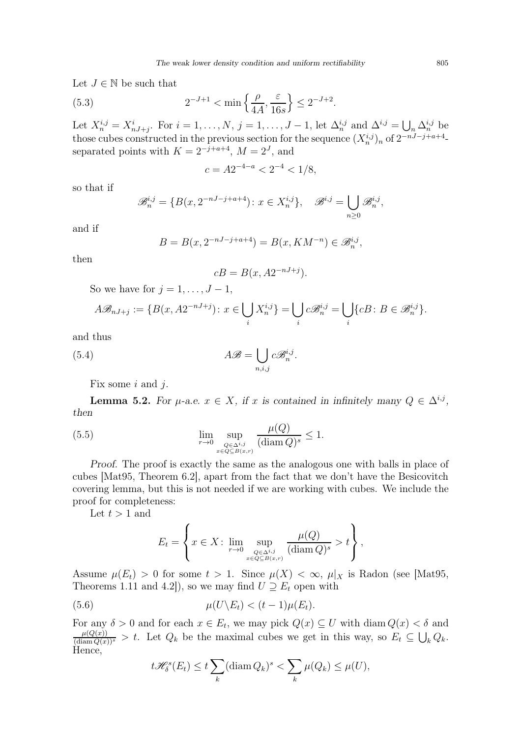Let $J \in \mathbb{N}$ be such that

$$
2^{-J+1} < \min\left\{\frac{\rho}{4A}, \frac{\varepsilon}{16s}\right\} \leq 2^{-J+2}. \tag{5.3}
$$

Let $X_n^{i,j} = X_{nJ+j}^i$. For $i = 1, \ldots, N$, $j = 1, \ldots, J-1$, let $\Delta_n^{i,j}$ and $\Delta^{i,j} = \bigcup_n \Delta_n^{i,j}$ be those cubes constructed in the previous section for the sequence $(X_n^{i,j})_n$ of $2^{-nJ-j+a+4}$-separated points with $K = 2^{-j+a+4}$, $M = 2^J$, and

$$
c = A2^{-4-a} < 2^{-4} < 1/8,
$$

so that if

$$
\mathscr{B}_n^{i,j} = \{B(x, 2^{-nJ-j+a+4}) \colon x \in X_n^{i,j}\}, \quad \mathscr{B}^{i,j} = \bigcup_{n \geq 0} \mathscr{B}_n^{i,j},
$$

and if

$$
B = B(x, 2^{-nJ-j+a+4}) = B(x, KM^{-n}) \in \mathscr{B}_n^{i,j},
$$

then

$$
cB = B(x, A2^{-nJ+j}).
$$

So we have for $j = 1, \ldots, J-1$,

$$
A\mathscr{B}_{nJ+j} := \{B(x, A2^{-nJ+j}) \colon x \in \bigcup_i X_n^{i,j}\} = \bigcup_i c\mathscr{B}_n^{i,j} = \bigcup_i \{cB \colon B \in \mathscr{B}_n^{i,j}\}.
$$

and thus

$$
A\mathscr{B} = \bigcup_{n,i,j} c\mathscr{B}_n^{i,j}. \tag{5.4}
$$

Fix some $i$ and $j$.

**Lemma 5.2.** *For $\mu$-a.e. $x \in X$, if $x$ is contained in infinitely many $Q \in \Delta^{i,j}$, then*

$$
\lim_{r \to 0} \sup_{\substack{Q \in \Delta^{i,j} \\ x \in Q \subseteq B(x,r)}} \frac{\mu(Q)}{(\operatorname{diam} Q)^s} \leq 1. \tag{5.5}
$$

*Proof.* The proof is exactly the same as the analogous one with balls in place of cubes [Mat95, Theorem 6.2], apart from the fact that we don't have the Besicovitch covering lemma, but this is not needed if we are working with cubes. We include the proof for completeness:

Let $t > 1$ and

$$
E_t = \left\{ x \in X \colon \lim_{r \to 0} \sup_{\substack{Q \in \Delta^{i,j} \\ x \in Q \subseteq B(x,r)}} \frac{\mu(Q)}{(\operatorname{diam} Q)^s} > t \right\},
$$

Assume $\mu(E_t) > 0$ for some $t > 1$. Since $\mu(X) < \infty$, $\mu|_X$ is Radon (see [Mat95, Theorems 1.11 and 4.2]), so we may find $U \supseteq E_t$ open with

$$
\mu(U \backslash E_t) < (t-1)\mu(E_t). \tag{5.6}
$$

For any $\delta > 0$ and for each $x \in E_t$, we may pick $Q(x) \subseteq U$ with $\operatorname{diam} Q(x) < \delta$ and $\frac{\mu(Q(x))}{(\operatorname{diam} Q(x))^s} > t$. Let $Q_k$ be the maximal cubes we get in this way, so $E_t \subseteq \bigcup_k Q_k$. Hence,

$$
t\mathscr{H}_\delta^s(E_t) \leq t\sum_k (\operatorname{diam} Q_k)^s < \sum_k \mu(Q_k) \leq \mu(U),
$$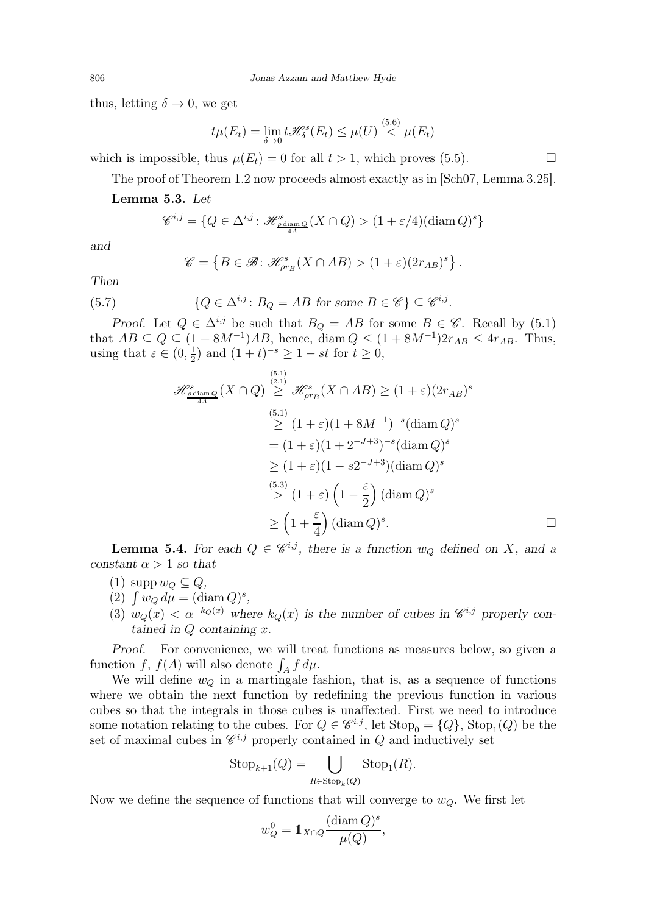thus, letting $\delta \to 0$, we get

$$t\mu(E_t) = \lim_{\delta\to 0} t\mathscr{H}^s_\delta(E_t) \le \mu(U) \overset{(5.6)}{<} \mu(E_t)$$

which is impossible, thus $\mu(E_t) = 0$ for all $t > 1$, which proves (5.5). $\square$

The proof of Theorem 1.2 now proceeds almost exactly as in [Sch07, Lemma 3.25].

**Lemma 5.3.** *Let*

$$\mathscr{C}^{i,j} = \{Q \in \Delta^{i,j} \colon \mathscr{H}^s_{\frac{\rho \operatorname{diam} Q}{4A}}(X \cap Q) > (1+\varepsilon/4)(\operatorname{diam} Q)^s\}$$

*and*

$$\mathscr{C} = \left\{B \in \mathscr{B} \colon \mathscr{H}^s_{\rho r_B}(X \cap AB) > (1+\varepsilon)(2r_{AB})^s\right\}.$$

*Then*

$$\{Q \in \Delta^{i,j} \colon B_Q = AB \text{ for some } B \in \mathscr{C}\} \subseteq \mathscr{C}^{i,j}. \tag{5.7}$$

*Proof.* Let $Q \in \Delta^{i,j}$ be such that $B_Q = AB$ for some $B \in \mathscr{C}$. Recall by (5.1) that $AB \subseteq Q \subseteq (1+8M^{-1})AB$, hence, $\operatorname{diam} Q \le (1+8M^{-1})2r_{AB} \le 4r_{AB}$. Thus, using that $\varepsilon \in (0, \frac{1}{2})$ and $(1+t)^{-s} \ge 1 - st$ for $t \ge 0$,

$$\begin{aligned}
\mathscr{H}^s_{\frac{\rho \operatorname{diam} Q}{4A}}(X \cap Q) &\overset{\substack{(5.1)\\(2.1)}}{\ge} \mathscr{H}^s_{\rho r_B}(X \cap AB) \ge (1+\varepsilon)(2r_{AB})^s \\
&\overset{(5.1)}{\ge} (1+\varepsilon)(1+8M^{-1})^{-s}(\operatorname{diam} Q)^s \\
&= (1+\varepsilon)(1+2^{-J+3})^{-s}(\operatorname{diam} Q)^s \\
&\ge (1+\varepsilon)(1-s2^{-J+3})(\operatorname{diam} Q)^s \\
&\overset{(5.3)}{>} (1+\varepsilon)\left(1-\frac{\varepsilon}{2}\right)(\operatorname{diam} Q)^s \\
&\ge \left(1+\frac{\varepsilon}{4}\right)(\operatorname{diam} Q)^s.
\end{aligned}$$

$\square$

**Lemma 5.4.** *For each $Q \in \mathscr{C}^{i,j}$, there is a function $w_Q$ defined on $X$, and a constant $\alpha > 1$ so that*

1. $\operatorname{supp} w_Q \subseteq Q$,
2. $\int w_Q \, d\mu = (\operatorname{diam} Q)^s$,
3. $w_Q(x) < \alpha^{-k_Q(x)}$ *where $k_Q(x)$ is the number of cubes in $\mathscr{C}^{i,j}$ properly contained in $Q$ containing $x$.*

*Proof.* For convenience, we will treat functions as measures below, so given a function $f$, $f(A)$ will also denote $\int_A f \, d\mu$.

We will define $w_Q$ in a martingale fashion, that is, as a sequence of functions where we obtain the next function by redefining the previous function in various cubes so that the integrals in those cubes is unaffected. First we need to introduce some notation relating to the cubes. For $Q \in \mathscr{C}^{i,j}$, let $\operatorname{Stop}_0 = \{Q\}$, $\operatorname{Stop}_1(Q)$ be the set of maximal cubes in $\mathscr{C}^{i,j}$ properly contained in $Q$ and inductively set

$$\operatorname{Stop}_{k+1}(Q) = \bigcup_{R \in \operatorname{Stop}_k(Q)} \operatorname{Stop}_1(R).$$

Now we define the sequence of functions that will converge to $w_Q$. We first let

$$w_Q^0 = \mathbb{1}_{X\cap Q} \frac{(\operatorname{diam} Q)^s}{\mu(Q)},$$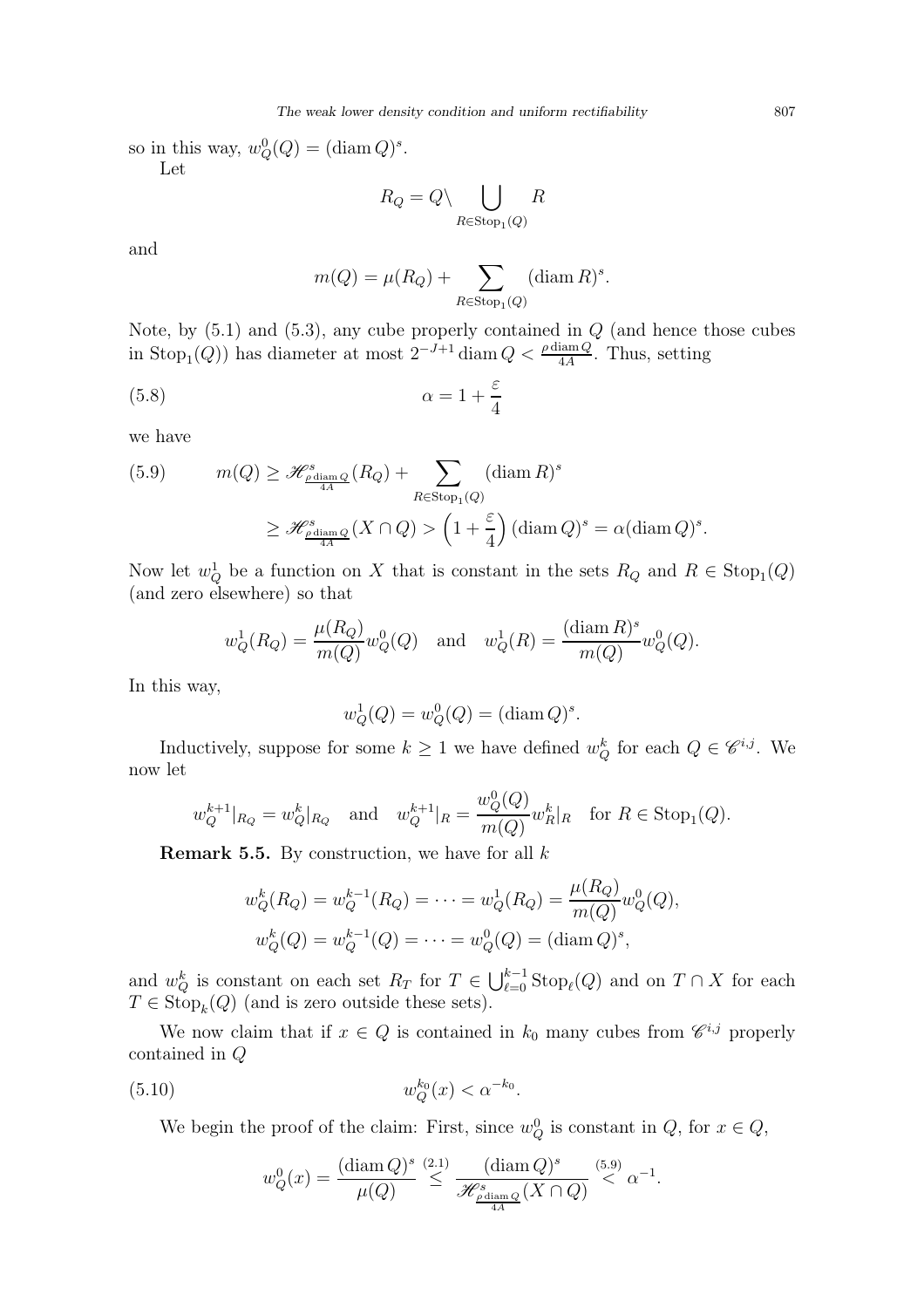so in this way, $w_Q^0(Q) = (\operatorname{diam} Q)^s$.

Let

$$R_Q = Q \setminus \bigcup_{R \in \operatorname{Stop}_1(Q)} R$$

and

$$m(Q) = \mu(R_Q) + \sum_{R \in \operatorname{Stop}_1(Q)} (\operatorname{diam} R)^s.$$

Note, by (5.1) and (5.3), any cube properly contained in $Q$ (and hence those cubes in $\operatorname{Stop}_1(Q)$) has diameter at most $2^{-J+1} \operatorname{diam} Q < \frac{\rho \operatorname{diam} Q}{4A}$. Thus, setting

$$\alpha = 1 + \frac{\varepsilon}{4} \tag{5.8}$$

we have

$$\begin{aligned} m(Q) &\geq \mathscr{H}^s_{\frac{\rho \operatorname{diam} Q}{4A}}(R_Q) + \sum_{R \in \operatorname{Stop}_1(Q)} (\operatorname{diam} R)^s \\ &\geq \mathscr{H}^s_{\frac{\rho \operatorname{diam} Q}{4A}}(X \cap Q) > \left(1 + \frac{\varepsilon}{4}\right)(\operatorname{diam} Q)^s = \alpha (\operatorname{diam} Q)^s. \end{aligned} \tag{5.9}$$

Now let $w_Q^1$ be a function on $X$ that is constant in the sets $R_Q$ and $R \in \operatorname{Stop}_1(Q)$ (and zero elsewhere) so that

$$w_Q^1(R_Q) = \frac{\mu(R_Q)}{m(Q)} w_Q^0(Q) \quad \text{and} \quad w_Q^1(R) = \frac{(\operatorname{diam} R)^s}{m(Q)} w_Q^0(Q).$$

In this way,

$$w_Q^1(Q) = w_Q^0(Q) = (\operatorname{diam} Q)^s.$$

Inductively, suppose for some $k \geq 1$ we have defined $w_Q^k$ for each $Q \in \mathscr{C}^{i,j}$. We now let

$$w_Q^{k+1}|_{R_Q} = w_Q^k|_{R_Q} \quad \text{and} \quad w_Q^{k+1}|_R = \frac{w_Q^0(Q)}{m(Q)} w_R^k|_R \quad \text{for } R \in \operatorname{Stop}_1(Q).$$

**Remark 5.5.** By construction, we have for all $k$

$$\begin{aligned} w_Q^k(R_Q) &= w_Q^{k-1}(R_Q) = \cdots = w_Q^1(R_Q) = \frac{\mu(R_Q)}{m(Q)} w_Q^0(Q), \\ w_Q^k(Q) &= w_Q^{k-1}(Q) = \cdots = w_Q^0(Q) = (\operatorname{diam} Q)^s, \end{aligned}$$

and $w_Q^k$ is constant on each set $R_T$ for $T \in \bigcup_{\ell=0}^{k-1} \operatorname{Stop}_\ell(Q)$ and on $T \cap X$ for each $T \in \operatorname{Stop}_k(Q)$ (and is zero outside these sets).

We now claim that if $x \in Q$ is contained in $k_0$ many cubes from $\mathscr{C}^{i,j}$ properly contained in $Q$

$$w_Q^{k_0}(x) < \alpha^{-k_0}. \tag{5.10}$$

We begin the proof of the claim: First, since $w_Q^0$ is constant in $Q$, for $x \in Q$,

$$w_Q^0(x) = \frac{(\operatorname{diam} Q)^s}{\mu(Q)} \overset{(2.1)}{\leq} \frac{(\operatorname{diam} Q)^s}{\mathscr{H}^s_{\frac{\rho \operatorname{diam} Q}{4A}}(X \cap Q)} \overset{(5.9)}{<} \alpha^{-1}.$$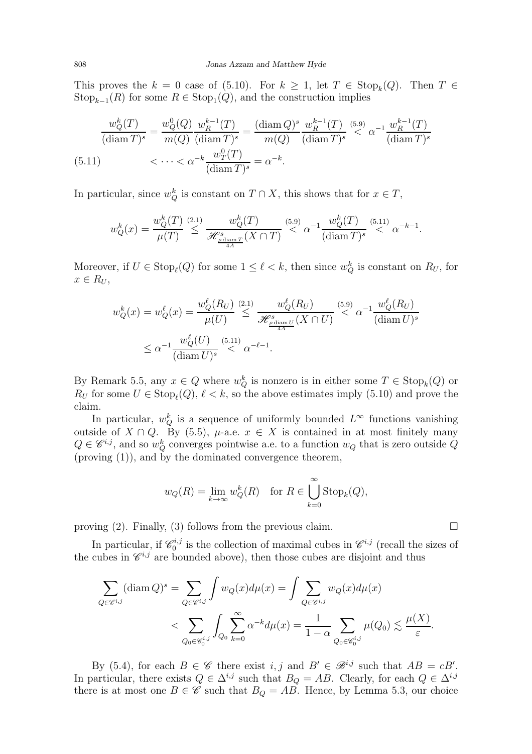This proves the $k = 0$ case of (5.10). For $k \geq 1$, let $T \in \operatorname{Stop}_k(Q)$. Then $T \in \operatorname{Stop}_{k-1}(R)$ for some $R \in \operatorname{Stop}_1(Q)$, and the construction implies

$$
\begin{aligned}
\frac{w_Q^k(T)}{(\operatorname{diam} T)^s} &= \frac{w_Q^0(Q)}{m(Q)} \frac{w_R^{k-1}(T)}{(\operatorname{diam} T)^s} = \frac{(\operatorname{diam} Q)^s}{m(Q)} \frac{w_R^{k-1}(T)}{(\operatorname{diam} T)^s} \overset{(5.9)}{<} \alpha^{-1} \frac{w_R^{k-1}(T)}{(\operatorname{diam} T)^s} \\
&< \cdots < \alpha^{-k} \frac{w_T^0(T)}{(\operatorname{diam} T)^s} = \alpha^{-k}. \qquad (5.11)
\end{aligned}
$$

In particular, since $w_Q^k$ is constant on $T \cap X$, this shows that for $x \in T$,

$$
w_Q^k(x) = \frac{w_Q^k(T)}{\mu(T)} \overset{(2.1)}{\leq} \frac{w_Q^k(T)}{\mathscr{H}^s_{\frac{\rho \operatorname{diam} T}{4A}}(X \cap T)} \overset{(5.9)}{<} \alpha^{-1} \frac{w_Q^k(T)}{(\operatorname{diam} T)^s} \overset{(5.11)}{<} \alpha^{-k-1}.
$$

Moreover, if $U \in \operatorname{Stop}_\ell(Q)$ for some $1 \leq \ell < k$, then since $w_Q^k$ is constant on $R_U$, for $x \in R_U$,

$$
\begin{aligned}
w_Q^k(x) = w_Q^\ell(x) &= \frac{w_Q^\ell(R_U)}{\mu(U)} \overset{(2.1)}{\leq} \frac{w_Q^\ell(R_U)}{\mathscr{H}^s_{\frac{\rho \operatorname{diam} U}{4A}}(X \cap U)} \overset{(5.9)}{<} \alpha^{-1} \frac{w_Q^\ell(R_U)}{(\operatorname{diam} U)^s} \\
&\leq \alpha^{-1} \frac{w_Q^\ell(U)}{(\operatorname{diam} U)^s} \overset{(5.11)}{<} \alpha^{-\ell-1}.
\end{aligned}
$$

By Remark 5.5, any $x \in Q$ where $w_Q^k$ is nonzero is in either some $T \in \operatorname{Stop}_k(Q)$ or $R_U$ for some $U \in \operatorname{Stop}_\ell(Q)$, $\ell < k$, so the above estimates imply (5.10) and prove the claim.

In particular, $w_Q^k$ is a sequence of uniformly bounded $L^\infty$ functions vanishing outside of $X \cap Q$. By (5.5), $\mu$-a.e. $x \in X$ is contained in at most finitely many $Q \in \mathscr{C}^{i,j}$, and so $w_Q^k$ converges pointwise a.e. to a function $w_Q$ that is zero outside $Q$ (proving (1)), and by the dominated convergence theorem,

$$
w_Q(R) = \lim_{k \to \infty} w_Q^k(R) \quad \text{for } R \in \bigcup_{k=0}^\infty \operatorname{Stop}_k(Q),
$$

proving (2). Finally, (3) follows from the previous claim. $\square$

In particular, if $\mathscr{C}_0^{i,j}$ is the collection of maximal cubes in $\mathscr{C}^{i,j}$ (recall the sizes of the cubes in $\mathscr{C}^{i,j}$ are bounded above), then those cubes are disjoint and thus

$$
\begin{aligned}
\sum_{Q \in \mathscr{C}^{i,j}} (\operatorname{diam} Q)^s &= \sum_{Q \in \mathscr{C}^{i,j}} \int w_Q(x) d\mu(x) = \int \sum_{Q \in \mathscr{C}^{i,j}} w_Q(x) d\mu(x) \\
&< \sum_{Q_0 \in \mathscr{C}_0^{i,j}} \int_{Q_0} \sum_{k=0}^\infty \alpha^{-k} d\mu(x) = \frac{1}{1-\alpha} \sum_{Q_0 \in \mathscr{C}_0^{i,j}} \mu(Q_0) \lesssim \frac{\mu(X)}{\varepsilon}.
\end{aligned}
$$

By (5.4), for each $B \in \mathscr{C}$ there exist $i, j$ and $B' \in \mathscr{B}^{i,j}$ such that $AB = cB'$. In particular, there exists $Q \in \Delta^{i,j}$ such that $B_Q = AB$. Clearly, for each $Q \in \Delta^{i,j}$ there is at most one $B \in \mathscr{C}$ such that $B_Q = AB$. Hence, by Lemma 5.3, our choice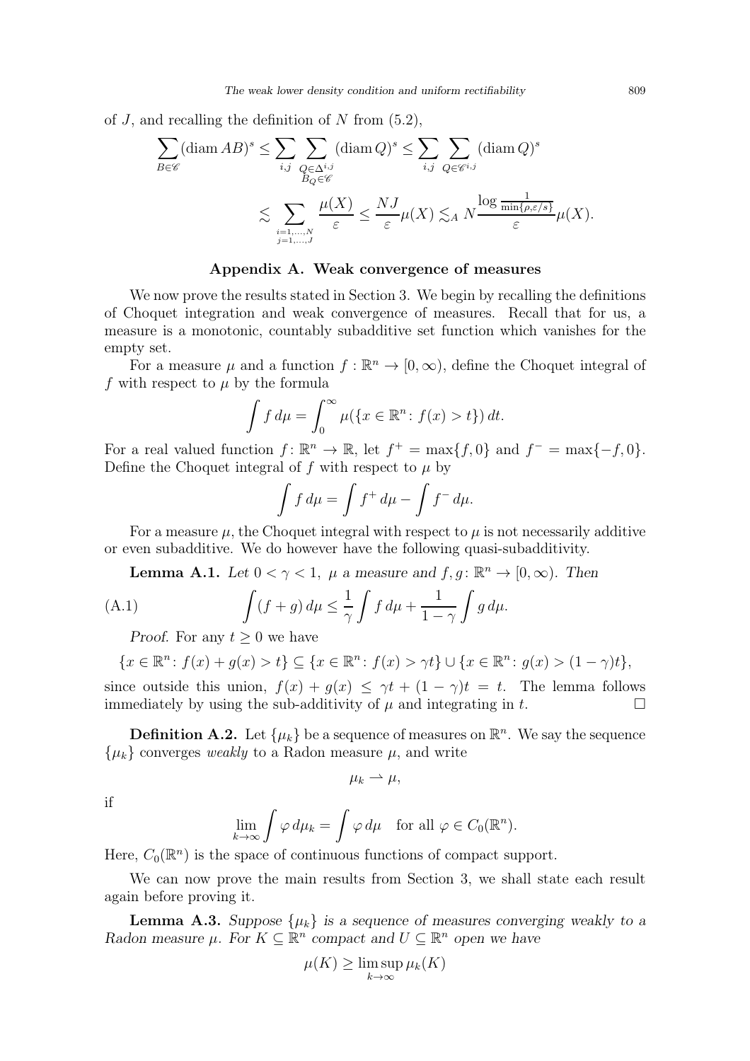of $J$, and recalling the definition of $N$ from (5.2),

$$\sum_{B\in\mathscr{C}} (\operatorname{diam} AB)^s \le \sum_{i,j} \sum_{\substack{Q\in\Delta^{i,j}\\ B_Q\in\mathscr{C}}} (\operatorname{diam} Q)^s \le \sum_{i,j} \sum_{Q\in\mathscr{C}^{i,j}} (\operatorname{diam} Q)^s$$

$$\lesssim \sum_{\substack{i=1,\dots,N\\ j=1,\dots,J}} \frac{\mu(X)}{\varepsilon} \le \frac{NJ}{\varepsilon}\mu(X) \lesssim_A N \frac{\log \frac{1}{\min\{\rho,\varepsilon/s\}}}{\varepsilon}\mu(X).$$

## Appendix A. Weak convergence of measures

We now prove the results stated in Section 3. We begin by recalling the definitions of Choquet integration and weak convergence of measures. Recall that for us, a measure is a monotonic, countably subadditive set function which vanishes for the empty set.

For a measure $\mu$ and a function $f : \mathbb{R}^n \to [0,\infty)$, define the Choquet integral of $f$ with respect to $\mu$ by the formula

$$\int f\, d\mu = \int_0^\infty \mu(\{x \in \mathbb{R}^n : f(x) > t\})\, dt.$$

For a real valued function $f : \mathbb{R}^n \to \mathbb{R}$, let $f^+ = \max\{f, 0\}$ and $f^- = \max\{-f, 0\}$. Define the Choquet integral of $f$ with respect to $\mu$ by

$$\int f\, d\mu = \int f^+\, d\mu - \int f^-\, d\mu.$$

For a measure $\mu$, the Choquet integral with respect to $\mu$ is not necessarily additive or even subadditive. We do however have the following quasi-subadditivity.

**Lemma A.1.** *Let $0 < \gamma < 1$, $\mu$ a measure and $f, g : \mathbb{R}^n \to [0,\infty)$. Then*

$$\int (f+g)\, d\mu \le \frac{1}{\gamma}\int f\, d\mu + \frac{1}{1-\gamma}\int g\, d\mu. \tag{A.1}$$

*Proof.* For any $t \ge 0$ we have

$$\{x \in \mathbb{R}^n : f(x) + g(x) > t\} \subseteq \{x \in \mathbb{R}^n : f(x) > \gamma t\} \cup \{x \in \mathbb{R}^n : g(x) > (1-\gamma)t\},$$

since outside this union, $f(x) + g(x) \le \gamma t + (1-\gamma)t = t$. The lemma follows immediately by using the sub-additivity of $\mu$ and integrating in $t$. □

**Definition A.2.** Let $\{\mu_k\}$ be a sequence of measures on $\mathbb{R}^n$. We say the sequence $\{\mu_k\}$ converges *weakly* to a Radon measure $\mu$, and write

$$\mu_k \rightharpoonup \mu,$$

if

$$\lim_{k\to\infty} \int \varphi\, d\mu_k = \int \varphi\, d\mu \quad \text{for all } \varphi \in C_0(\mathbb{R}^n).$$

Here, $C_0(\mathbb{R}^n)$ is the space of continuous functions of compact support.

We can now prove the main results from Section 3, we shall state each result again before proving it.

**Lemma A.3.** *Suppose $\{\mu_k\}$ is a sequence of measures converging weakly to a Radon measure $\mu$. For $K \subseteq \mathbb{R}^n$ compact and $U \subseteq \mathbb{R}^n$ open we have*

$$\mu(K) \ge \limsup_{k\to\infty} \mu_k(K)$$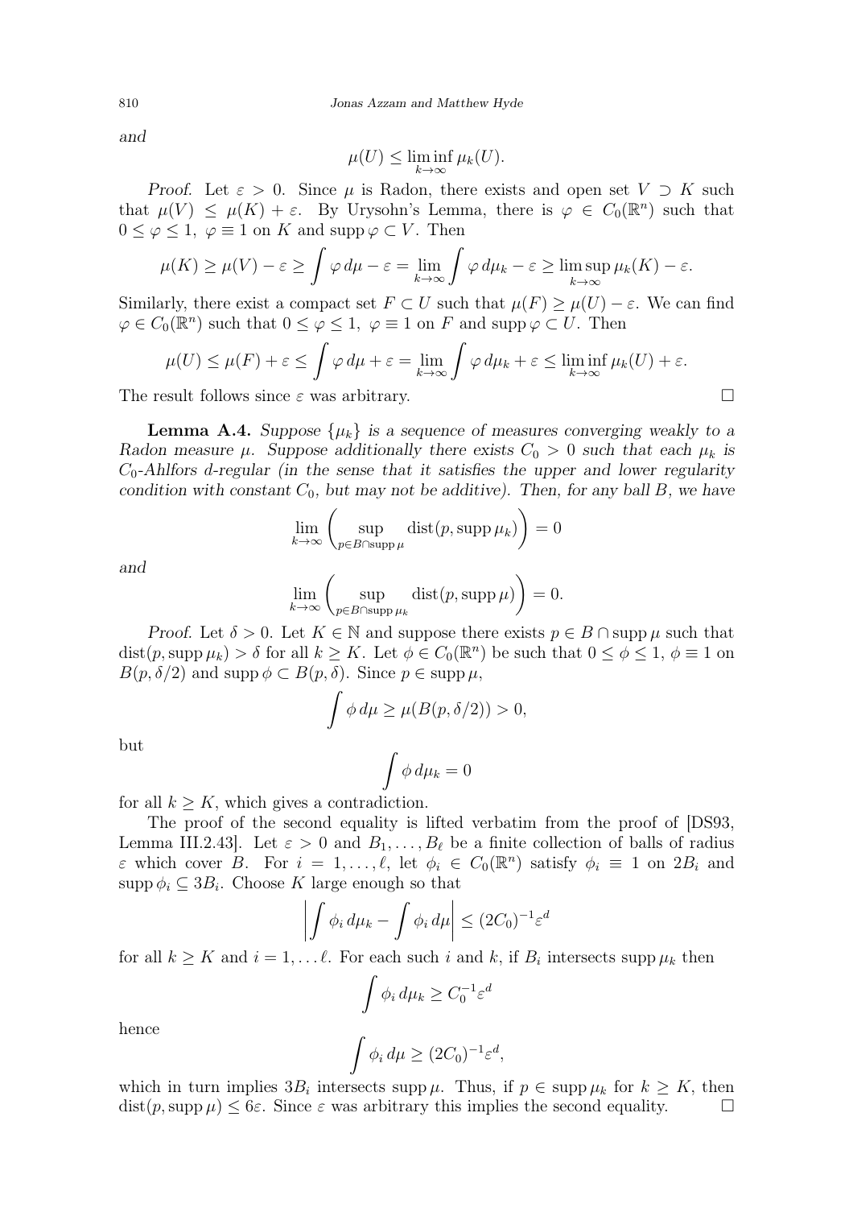*and*

$$\mu(U) \leq \liminf_{k\to\infty} \mu_k(U).$$

*Proof.* Let $\varepsilon > 0$. Since $\mu$ is Radon, there exists and open set $V \supset K$ such that $\mu(V) \leq \mu(K) + \varepsilon$. By Urysohn's Lemma, there is $\varphi \in C_0(\mathbb{R}^n)$ such that $0 \leq \varphi \leq 1$, $\varphi \equiv 1$ on $K$ and $\operatorname{supp} \varphi \subset V$. Then

$$\mu(K) \geq \mu(V) - \varepsilon \geq \int \varphi \, d\mu - \varepsilon = \lim_{k\to\infty} \int \varphi \, d\mu_k - \varepsilon \geq \limsup_{k\to\infty} \mu_k(K) - \varepsilon.$$

Similarly, there exist a compact set $F \subset U$ such that $\mu(F) \geq \mu(U) - \varepsilon$. We can find $\varphi \in C_0(\mathbb{R}^n)$ such that $0 \leq \varphi \leq 1$, $\varphi \equiv 1$ on $F$ and $\operatorname{supp} \varphi \subset U$. Then

$$\mu(U) \leq \mu(F) + \varepsilon \leq \int \varphi \, d\mu + \varepsilon = \lim_{k\to\infty} \int \varphi \, d\mu_k + \varepsilon \leq \liminf_{k\to\infty} \mu_k(U) + \varepsilon.$$

The result follows since $\varepsilon$ was arbitrary. □

**Lemma A.4.** *Suppose $\{\mu_k\}$ is a sequence of measures converging weakly to a Radon measure $\mu$. Suppose additionally there exists $C_0 > 0$ such that each $\mu_k$ is $C_0$-Ahlfors $d$-regular (in the sense that it satisfies the upper and lower regularity condition with constant $C_0$, but may not be additive). Then, for any ball $B$, we have*

$$\lim_{k\to\infty} \left( \sup_{p \in B \cap \operatorname{supp} \mu} \operatorname{dist}(p, \operatorname{supp} \mu_k) \right) = 0$$

*and*

$$\lim_{k\to\infty} \left( \sup_{p \in B \cap \operatorname{supp} \mu_k} \operatorname{dist}(p, \operatorname{supp} \mu) \right) = 0.$$

*Proof.* Let $\delta > 0$. Let $K \in \mathbb{N}$ and suppose there exists $p \in B \cap \operatorname{supp} \mu$ such that $\operatorname{dist}(p, \operatorname{supp} \mu_k) > \delta$ for all $k \geq K$. Let $\phi \in C_0(\mathbb{R}^n)$ be such that $0 \leq \phi \leq 1$, $\phi \equiv 1$ on $B(p, \delta/2)$ and $\operatorname{supp} \phi \subset B(p, \delta)$. Since $p \in \operatorname{supp} \mu$,

$$\int \phi \, d\mu \geq \mu(B(p, \delta/2)) > 0,$$

but

$$\int \phi \, d\mu_k = 0$$

for all $k \geq K$, which gives a contradiction.

The proof of the second equality is lifted verbatim from the proof of [DS93, Lemma III.2.43]. Let $\varepsilon > 0$ and $B_1, \ldots, B_\ell$ be a finite collection of balls of radius $\varepsilon$ which cover $B$. For $i = 1, \ldots, \ell$, let $\phi_i \in C_0(\mathbb{R}^n)$ satisfy $\phi_i \equiv 1$ on $2B_i$ and $\operatorname{supp} \phi_i \subseteq 3B_i$. Choose $K$ large enough so that

$$\left| \int \phi_i \, d\mu_k - \int \phi_i \, d\mu \right| \leq (2C_0)^{-1} \varepsilon^d$$

for all $k \geq K$ and $i = 1, \ldots \ell$. For each such $i$ and $k$, if $B_i$ intersects $\operatorname{supp} \mu_k$ then

$$\int \phi_i \, d\mu_k \geq C_0^{-1} \varepsilon^d$$

hence

$$\int \phi_i \, d\mu \geq (2C_0)^{-1} \varepsilon^d,$$

which in turn implies $3B_i$ intersects $\operatorname{supp} \mu$. Thus, if $p \in \operatorname{supp} \mu_k$ for $k \geq K$, then $\operatorname{dist}(p, \operatorname{supp} \mu) \leq 6\varepsilon$. Since $\varepsilon$ was arbitrary this implies the second equality. □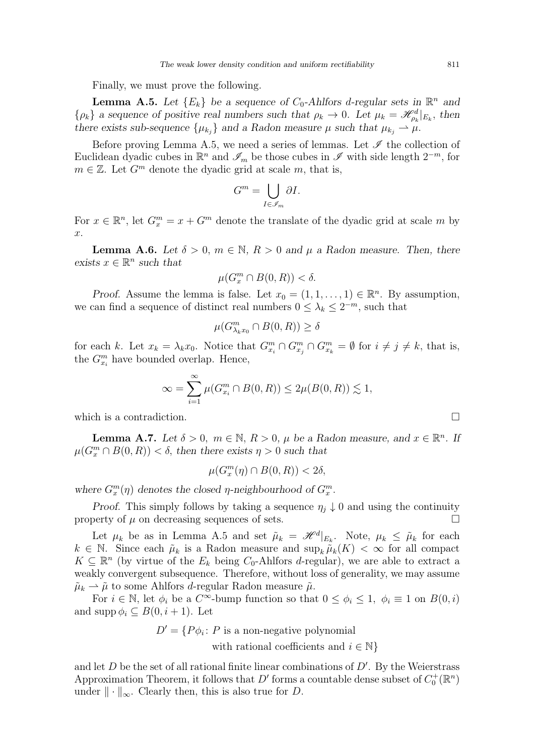Finally, we must prove the following.

**Lemma A.5.** *Let $\{E_k\}$ be a sequence of $C_0$-Ahlfors $d$-regular sets in $\mathbb{R}^n$ and $\{\rho_k\}$ a sequence of positive real numbers such that $\rho_k \to 0$. Let $\mu_k = \mathscr{H}^d_{\rho_k}|_{E_k}$, then there exists sub-sequence $\{\mu_{k_j}\}$ and a Radon measure $\mu$ such that $\mu_{k_j} \rightharpoonup \mu$.*

Before proving Lemma A.5, we need a series of lemmas. Let $\mathscr{I}$ the collection of Euclidean dyadic cubes in $\mathbb{R}^n$ and $\mathscr{I}_m$ be those cubes in $\mathscr{I}$ with side length $2^{-m}$, for $m \in \mathbb{Z}$. Let $G^m$ denote the dyadic grid at scale $m$, that is,

$$G^m = \bigcup_{I \in \mathscr{I}_m} \partial I.$$

For $x \in \mathbb{R}^n$, let $G^m_x = x + G^m$ denote the translate of the dyadic grid at scale $m$ by $x$.

**Lemma A.6.** *Let $\delta > 0$, $m \in \mathbb{N}$, $R > 0$ and $\mu$ a Radon measure. Then, there exists $x \in \mathbb{R}^n$ such that*

$$\mu(G^m_x \cap B(0,R)) < \delta.$$

*Proof.* Assume the lemma is false. Let $x_0 = (1, 1, \ldots, 1) \in \mathbb{R}^n$. By assumption, we can find a sequence of distinct real numbers $0 \leq \lambda_k \leq 2^{-m}$, such that

$$\mu(G^m_{\lambda_k x_0} \cap B(0,R)) \geq \delta$$

for each $k$. Let $x_k = \lambda_k x_0$. Notice that $G^m_{x_i} \cap G^m_{x_j} \cap G^m_{x_k} = \emptyset$ for $i \neq j \neq k$, that is, the $G^m_{x_i}$ have bounded overlap. Hence,

$$\infty = \sum_{i=1}^{\infty} \mu(G^m_{x_i} \cap B(0,R)) \leq 2\mu(B(0,R)) \lesssim 1,$$

which is a contradiction. $\square$

**Lemma A.7.** *Let $\delta > 0$, $m \in \mathbb{N}$, $R > 0$, $\mu$ be a Radon measure, and $x \in \mathbb{R}^n$. If $\mu(G^m_x \cap B(0,R)) < \delta$, then there exists $\eta > 0$ such that*

$$\mu(G^m_x(\eta) \cap B(0,R)) < 2\delta,$$

*where $G^m_x(\eta)$ denotes the closed $\eta$-neighbourhood of $G^m_x$.*

*Proof.* This simply follows by taking a sequence $\eta_j \downarrow 0$ and using the continuity property of $\mu$ on decreasing sequences of sets. $\square$

Let $\mu_k$ be as in Lemma A.5 and set $\tilde{\mu}_k = \mathscr{H}^d|_{E_k}$. Note, $\mu_k \leq \tilde{\mu}_k$ for each $k \in \mathbb{N}$. Since each $\tilde{\mu}_k$ is a Radon measure and $\sup_k \tilde{\mu}_k(K) < \infty$ for all compact $K \subseteq \mathbb{R}^n$ (by virtue of the $E_k$ being $C_0$-Ahlfors $d$-regular), we are able to extract a weakly convergent subsequence. Therefore, without loss of generality, we may assume $\tilde{\mu}_k \rightharpoonup \tilde{\mu}$ to some Ahlfors $d$-regular Radon measure $\tilde{\mu}$.

For $i \in \mathbb{N}$, let $\phi_i$ be a $C^\infty$-bump function so that $0 \leq \phi_i \leq 1$, $\phi_i \equiv 1$ on $B(0,i)$ and $\operatorname{supp} \phi_i \subseteq B(0, i+1)$. Let

$$D' = \{P\phi_i \colon P \text{ is a non-negative polynomial with rational coefficients and } i \in \mathbb{N}\}$$

and let $D$ be the set of all rational finite linear combinations of $D'$. By the Weierstrass Approximation Theorem, it follows that $D'$ forms a countable dense subset of $C_0^+(\mathbb{R}^n)$ under $\| \cdot \|_\infty$. Clearly then, this is also true for $D$.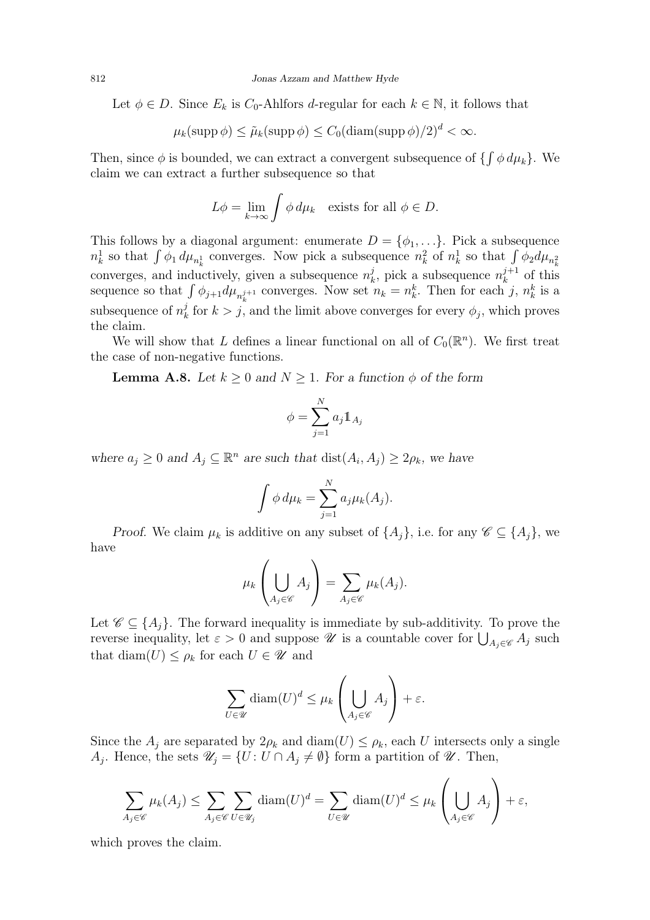Let $\phi \in D$. Since $E_k$ is $C_0$-Ahlfors $d$-regular for each $k \in \mathbb{N}$, it follows that

$$\mu_k(\operatorname{supp}\phi) \leq \tilde{\mu}_k(\operatorname{supp}\phi) \leq C_0(\operatorname{diam}(\operatorname{supp}\phi)/2)^d < \infty.$$

Then, since $\phi$ is bounded, we can extract a convergent subsequence of $\{\int \phi\, d\mu_k\}$. We claim we can extract a further subsequence so that

$$L\phi = \lim_{k\to\infty} \int \phi\, d\mu_k \quad \text{exists for all } \phi \in D.$$

This follows by a diagonal argument: enumerate $D = \{\phi_1, \ldots\}$. Pick a subsequence $n_k^1$ so that $\int \phi_1\, d\mu_{n_k^1}$ converges. Now pick a subsequence $n_k^2$ of $n_k^1$ so that $\int \phi_2 d\mu_{n_k^2}$ converges, and inductively, given a subsequence $n_k^j$, pick a subsequence $n_k^{j+1}$ of this sequence so that $\int \phi_{j+1} d\mu_{n_k^{j+1}}$ converges. Now set $n_k = n_k^k$. Then for each $j$, $n_k^k$ is a subsequence of $n_k^j$ for $k > j$, and the limit above converges for every $\phi_j$, which proves the claim.

We will show that $L$ defines a linear functional on all of $C_0(\mathbb{R}^n)$. We first treat the case of non-negative functions.

**Lemma A.8.** *Let $k \geq 0$ and $N \geq 1$. For a function $\phi$ of the form*

$$\phi = \sum_{j=1}^{N} a_j \mathbb{1}_{A_j}$$

*where $a_j \geq 0$ and $A_j \subseteq \mathbb{R}^n$ are such that $\operatorname{dist}(A_i, A_j) \geq 2\rho_k$, we have*

$$\int \phi\, d\mu_k = \sum_{j=1}^{N} a_j \mu_k(A_j).$$

*Proof.* We claim $\mu_k$ is additive on any subset of $\{A_j\}$, i.e. for any $\mathscr{C} \subseteq \{A_j\}$, we have

$$\mu_k\left(\bigcup_{A_j \in \mathscr{C}} A_j\right) = \sum_{A_j \in \mathscr{C}} \mu_k(A_j).$$

Let $\mathscr{C} \subseteq \{A_j\}$. The forward inequality is immediate by sub-additivity. To prove the reverse inequality, let $\varepsilon > 0$ and suppose $\mathscr{U}$ is a countable cover for $\bigcup_{A_j \in \mathscr{C}} A_j$ such that $\operatorname{diam}(U) \leq \rho_k$ for each $U \in \mathscr{U}$ and

$$\sum_{U \in \mathscr{U}} \operatorname{diam}(U)^d \leq \mu_k\left(\bigcup_{A_j \in \mathscr{C}} A_j\right) + \varepsilon.$$

Since the $A_j$ are separated by $2\rho_k$ and $\operatorname{diam}(U) \leq \rho_k$, each $U$ intersects only a single $A_j$. Hence, the sets $\mathscr{U}_j = \{U \colon U \cap A_j \neq \emptyset\}$ form a partition of $\mathscr{U}$. Then,

$$\sum_{A_j \in \mathscr{C}} \mu_k(A_j) \leq \sum_{A_j \in \mathscr{C}} \sum_{U \in \mathscr{U}_j} \operatorname{diam}(U)^d = \sum_{U \in \mathscr{U}} \operatorname{diam}(U)^d \leq \mu_k\left(\bigcup_{A_j \in \mathscr{C}} A_j\right) + \varepsilon,$$

which proves the claim.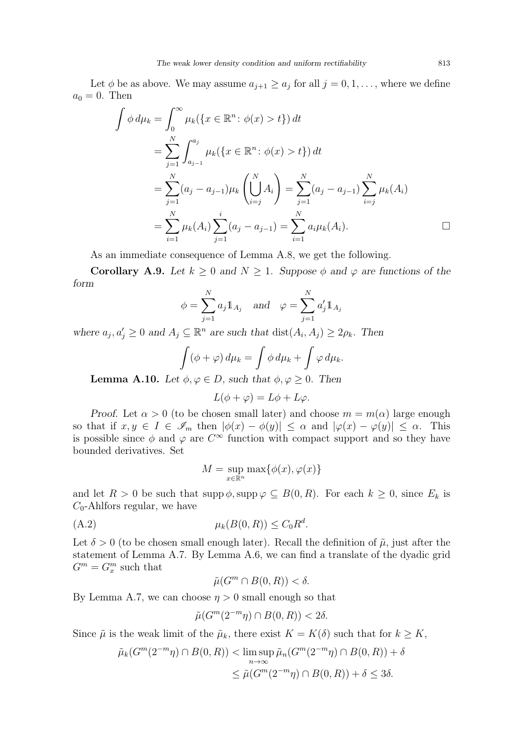Let $\phi$ be as above. We may assume $a_{j+1} \geq a_j$ for all $j = 0, 1, \dots$, where we define $a_0 = 0$. Then

$$\begin{aligned}
\int \phi \, d\mu_k &= \int_0^\infty \mu_k(\{x \in \mathbb{R}^n \colon \phi(x) > t\}) \, dt \\
&= \sum_{j=1}^N \int_{a_{j-1}}^{a_j} \mu_k(\{x \in \mathbb{R}^n \colon \phi(x) > t\}) \, dt \\
&= \sum_{j=1}^N (a_j - a_{j-1}) \mu_k \left( \bigcup_{i=j}^N A_i \right) = \sum_{j=1}^N (a_j - a_{j-1}) \sum_{i=j}^N \mu_k(A_i) \\
&= \sum_{i=1}^N \mu_k(A_i) \sum_{j=1}^i (a_j - a_{j-1}) = \sum_{i=1}^N a_i \mu_k(A_i). \qquad \square
\end{aligned}$$

As an immediate consequence of Lemma A.8, we get the following.

**Corollary A.9.** *Let $k \geq 0$ and $N \geq 1$. Suppose $\phi$ and $\varphi$ are functions of the form*

$$\phi = \sum_{j=1}^N a_j \mathbb{1}_{A_j} \quad \text{and} \quad \varphi = \sum_{j=1}^N a_j' \mathbb{1}_{A_j}$$

*where $a_j, a_j' \geq 0$ and $A_j \subseteq \mathbb{R}^n$ are such that $\operatorname{dist}(A_i, A_j) \geq 2\rho_k$. Then*

$$\int (\phi + \varphi) \, d\mu_k = \int \phi \, d\mu_k + \int \varphi \, d\mu_k.$$

**Lemma A.10.** *Let $\phi, \varphi \in D$, such that $\phi, \varphi \geq 0$. Then*

$$L(\phi + \varphi) = L\phi + L\varphi.$$

*Proof.* Let $\alpha > 0$ (to be chosen small later) and choose $m = m(\alpha)$ large enough so that if $x, y \in I \in \mathscr{I}_m$ then $|\phi(x) - \phi(y)| \leq \alpha$ and $|\varphi(x) - \varphi(y)| \leq \alpha$. This is possible since $\phi$ and $\varphi$ are $C^\infty$ function with compact support and so they have bounded derivatives. Set

$$M = \sup_{x \in \mathbb{R}^n} \max\{\phi(x), \varphi(x)\}$$

and let $R > 0$ be such that $\operatorname{supp} \phi, \operatorname{supp} \varphi \subseteq B(0, R)$. For each $k \geq 0$, since $E_k$ is $C_0$-Ahlfors regular, we have

$$\mu_k(B(0, R)) \leq C_0 R^d. \tag{A.2}$$

Let $\delta > 0$ (to be chosen small enough later). Recall the definition of $\tilde{\mu}$, just after the statement of Lemma A.7. By Lemma A.6, we can find a translate of the dyadic grid $G^m = G^m_x$ such that

$$\tilde{\mu}(G^m \cap B(0, R)) < \delta.$$

By Lemma A.7, we can choose $\eta > 0$ small enough so that

$$\tilde{\mu}(G^m(2^{-m}\eta) \cap B(0, R)) < 2\delta.$$

Since $\tilde{\mu}$ is the weak limit of the $\tilde{\mu}_k$, there exist $K = K(\delta)$ such that for $k \geq K$,

$$\begin{aligned}
\tilde{\mu}_k(G^m(2^{-m}\eta) \cap B(0, R)) &< \limsup_{n \to \infty} \tilde{\mu}_n(G^m(2^{-m}\eta) \cap B(0, R)) + \delta \\
&\leq \tilde{\mu}(G^m(2^{-m}\eta) \cap B(0, R)) + \delta \leq 3\delta.
\end{aligned}$$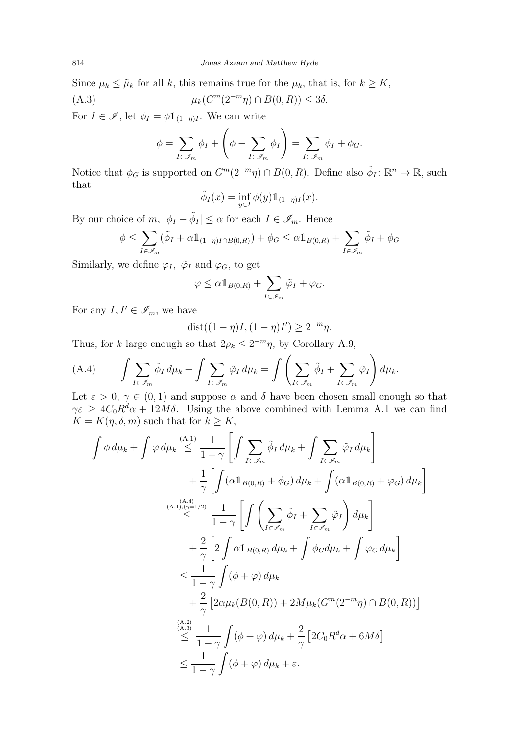Since $\mu_k \le \tilde{\mu}_k$ for all $k$, this remains true for the $\mu_k$, that is, for $k \ge K$,

$$\mu_k(G^m(2^{-m}\eta) \cap B(0,R)) \le 3\delta. \tag{A.3}$$

For $I \in \mathscr{I}$, let $\phi_I = \phi \mathbb{1}_{(1-\eta)I}$. We can write

$$\phi = \sum_{I \in \mathscr{I}_m} \phi_I + \left(\phi - \sum_{I \in \mathscr{I}_m} \phi_I\right) = \sum_{I \in \mathscr{I}_m} \phi_I + \phi_G.$$

Notice that $\phi_G$ is supported on $G^m(2^{-m}\eta) \cap B(0,R)$. Define also $\tilde{\phi}_I \colon \mathbb{R}^n \to \mathbb{R}$, such that

$$\tilde{\phi}_I(x) = \inf_{y \in I} \phi(y) \mathbb{1}_{(1-\eta)I}(x).$$

By our choice of $m$, $|\phi_I - \tilde{\phi}_I| \le \alpha$ for each $I \in \mathscr{I}_m$. Hence

$$\phi \le \sum_{I \in \mathscr{I}_m} (\tilde{\phi}_I + \alpha \mathbb{1}_{(1-\eta)I \cap B(0,R)}) + \phi_G \le \alpha \mathbb{1}_{B(0,R)} + \sum_{I \in \mathscr{I}_m} \tilde{\phi}_I + \phi_G$$

Similarly, we define $\varphi_I$, $\tilde{\varphi}_I$ and $\varphi_G$, to get

$$\varphi \le \alpha \mathbb{1}_{B(0,R)} + \sum_{I \in \mathscr{I}_m} \tilde{\varphi}_I + \varphi_G.$$

For any $I, I' \in \mathscr{I}_m$, we have

$$\operatorname{dist}((1-\eta)I, (1-\eta)I') \ge 2^{-m}\eta.$$

Thus, for $k$ large enough so that $2\rho_k \le 2^{-m}\eta$, by Corollary A.9,

$$\int \sum_{I \in \mathscr{I}_m} \tilde{\phi}_I \, d\mu_k + \int \sum_{I \in \mathscr{I}_m} \tilde{\varphi}_I \, d\mu_k = \int \left( \sum_{I \in \mathscr{I}_m} \tilde{\phi}_I + \sum_{I \in \mathscr{I}_m} \tilde{\varphi}_I \right) d\mu_k. \tag{A.4}$$

Let $\varepsilon > 0$, $\gamma \in (0,1)$ and suppose $\alpha$ and $\delta$ have been chosen small enough so that $\gamma\varepsilon \ge 4C_0 R^d \alpha + 12M\delta$. Using the above combined with Lemma A.1 we can find $K = K(\eta, \delta, m)$ such that for $k \ge K$,

$$\begin{aligned}
\int \phi \, d\mu_k + \int \varphi \, d\mu_k &\overset{\text{(A.1)}}{\le} \frac{1}{1-\gamma} \left[ \int \sum_{I \in \mathscr{I}_m} \tilde{\phi}_I \, d\mu_k + \int \sum_{I \in \mathscr{I}_m} \tilde{\varphi}_I \, d\mu_k \right] \\
&\quad + \frac{1}{\gamma} \left[ \int (\alpha \mathbb{1}_{B(0,R)} + \phi_G) \, d\mu_k + \int (\alpha \mathbb{1}_{B(0,R)} + \varphi_G) \, d\mu_k \right] \\
&\overset{\substack{\text{(A.4)} \\ \text{(A.1)}, (\gamma = 1/2)}}{\le} \frac{1}{1-\gamma} \left[ \int \left( \sum_{I \in \mathscr{I}_m} \tilde{\phi}_I + \sum_{I \in \mathscr{I}_m} \tilde{\varphi}_I \right) d\mu_k \right] \\
&\quad + \frac{2}{\gamma} \left[ 2 \int \alpha \mathbb{1}_{B(0,R)} \, d\mu_k + \int \phi_G d\mu_k + \int \varphi_G \, d\mu_k \right] \\
&\le \frac{1}{1-\gamma} \int (\phi + \varphi) \, d\mu_k \\
&\quad + \frac{2}{\gamma} \left[ 2\alpha \mu_k(B(0,R)) + 2M \mu_k(G^m(2^{-m}\eta) \cap B(0,R)) \right] \\
&\overset{\substack{\text{(A.2)} \\ \text{(A.3)}}}{\le} \frac{1}{1-\gamma} \int (\phi + \varphi) \, d\mu_k + \frac{2}{\gamma} \left[ 2C_0 R^d \alpha + 6M\delta \right] \\
&\le \frac{1}{1-\gamma} \int (\phi + \varphi) \, d\mu_k + \varepsilon.
\end{aligned}$$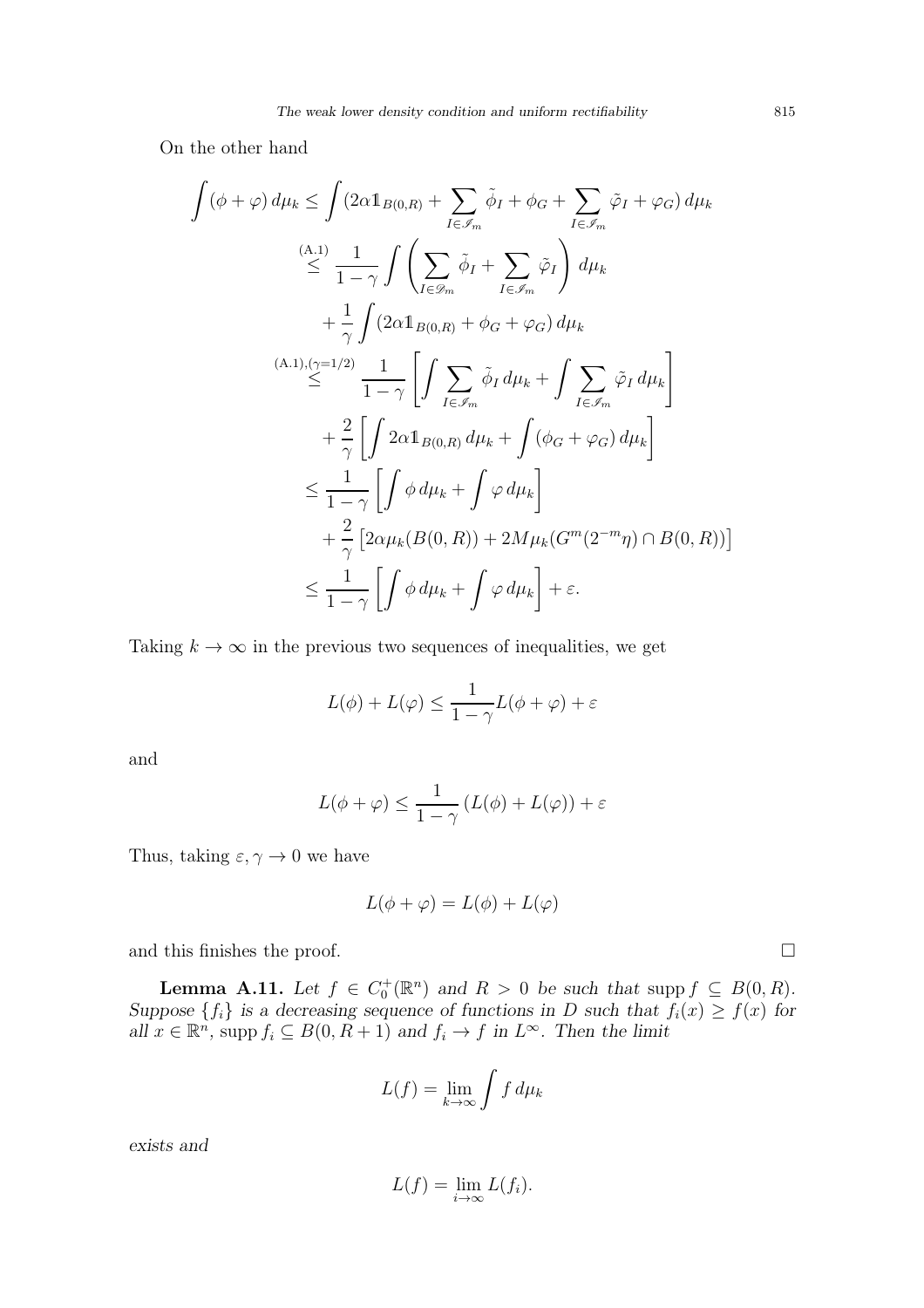On the other hand

$$
\begin{aligned}
\int (\phi+\varphi)\, d\mu_k &\le \int (2\alpha \mathbb{1}_{B(0,R)} + \sum_{I\in\mathscr{I}_m} \tilde{\phi}_I + \phi_G + \sum_{I\in\mathscr{I}_m} \tilde{\varphi}_I + \varphi_G)\, d\mu_k \\
&\overset{(A.1)}{\le} \frac{1}{1-\gamma} \int \left( \sum_{I\in\mathscr{D}_m} \tilde{\phi}_I + \sum_{I\in\mathscr{I}_m} \tilde{\varphi}_I \right) d\mu_k \\
&\quad + \frac{1}{\gamma} \int (2\alpha \mathbb{1}_{B(0,R)} + \phi_G + \varphi_G)\, d\mu_k \\
&\overset{(A.1),(\gamma=1/2)}{\le} \frac{1}{1-\gamma} \left[ \int \sum_{I\in\mathscr{I}_m} \tilde{\phi}_I \, d\mu_k + \int \sum_{I\in\mathscr{I}_m} \tilde{\varphi}_I \, d\mu_k \right] \\
&\quad + \frac{2}{\gamma} \left[ \int 2\alpha \mathbb{1}_{B(0,R)}\, d\mu_k + \int (\phi_G + \varphi_G)\, d\mu_k \right] \\
&\le \frac{1}{1-\gamma} \left[ \int \phi\, d\mu_k + \int \varphi\, d\mu_k \right] \\
&\quad + \frac{2}{\gamma} \left[ 2\alpha \mu_k(B(0,R)) + 2M \mu_k(G^m(2^{-m}\eta) \cap B(0,R)) \right] \\
&\le \frac{1}{1-\gamma} \left[ \int \phi\, d\mu_k + \int \varphi\, d\mu_k \right] + \varepsilon.
\end{aligned}
$$

Taking $k \to \infty$ in the previous two sequences of inequalities, we get

$$
L(\phi) + L(\varphi) \le \frac{1}{1-\gamma} L(\phi+\varphi) + \varepsilon
$$

and

$$
L(\phi+\varphi) \le \frac{1}{1-\gamma} \left( L(\phi) + L(\varphi) \right) + \varepsilon
$$

Thus, taking $\varepsilon, \gamma \to 0$ we have

$$
L(\phi+\varphi) = L(\phi) + L(\varphi)
$$

and this finishes the proof. □

**Lemma A.11.** *Let $f \in C_0^+(\mathbb{R}^n)$ and $R > 0$ be such that $\operatorname{supp} f \subseteq B(0,R)$. Suppose $\{f_i\}$ is a decreasing sequence of functions in $D$ such that $f_i(x) \ge f(x)$ for all $x \in \mathbb{R}^n$, $\operatorname{supp} f_i \subseteq B(0,R+1)$ and $f_i \to f$ in $L^\infty$. Then the limit*

$$
L(f) = \lim_{k\to\infty} \int f\, d\mu_k
$$

*exists and*

$$
L(f) = \lim_{i\to\infty} L(f_i).
$$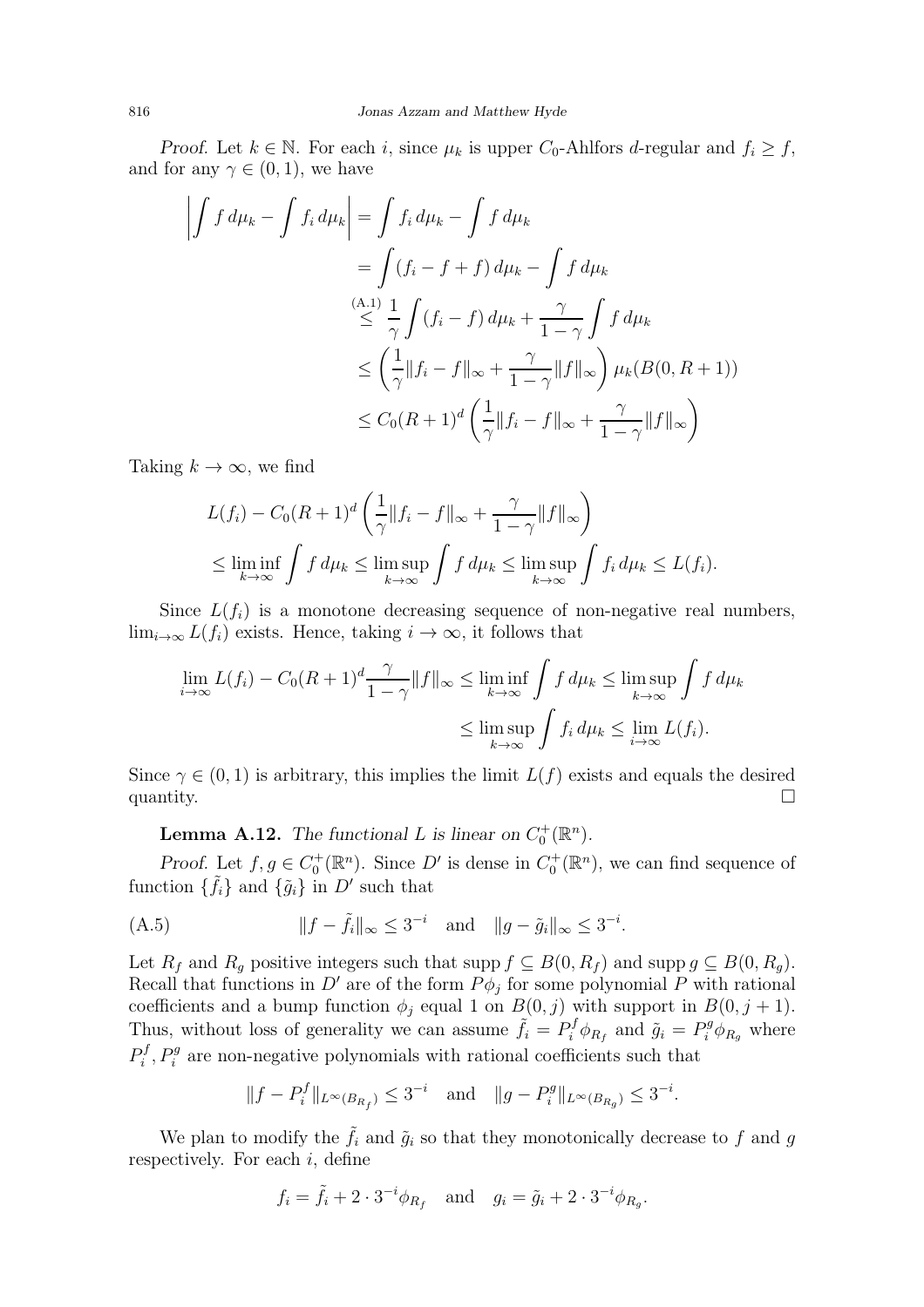*Proof.* Let $k \in \mathbb{N}$. For each $i$, since $\mu_k$ is upper $C_0$-Ahlfors $d$-regular and $f_i \geq f$, and for any $\gamma \in (0,1)$, we have

$$
\begin{aligned}
\left| \int f \, d\mu_k - \int f_i \, d\mu_k \right| &= \int f_i \, d\mu_k - \int f \, d\mu_k \\
&= \int (f_i - f + f) \, d\mu_k - \int f \, d\mu_k \\
&\overset{\text{(A.1)}}{\leq} \frac{1}{\gamma} \int (f_i - f) \, d\mu_k + \frac{\gamma}{1-\gamma} \int f \, d\mu_k \\
&\leq \left( \frac{1}{\gamma} \|f_i - f\|_\infty + \frac{\gamma}{1-\gamma} \|f\|_\infty \right) \mu_k(B(0, R+1)) \\
&\leq C_0 (R+1)^d \left( \frac{1}{\gamma} \|f_i - f\|_\infty + \frac{\gamma}{1-\gamma} \|f\|_\infty \right)
\end{aligned}
$$

Taking $k \to \infty$, we find

$$
\begin{aligned}
&L(f_i) - C_0(R+1)^d \left( \frac{1}{\gamma} \|f_i - f\|_\infty + \frac{\gamma}{1-\gamma} \|f\|_\infty \right) \\
&\qquad \leq \liminf_{k \to \infty} \int f \, d\mu_k \leq \limsup_{k \to \infty} \int f \, d\mu_k \leq \limsup_{k \to \infty} \int f_i \, d\mu_k \leq L(f_i).
\end{aligned}
$$

Since $L(f_i)$ is a monotone decreasing sequence of non-negative real numbers, $\lim_{i \to \infty} L(f_i)$ exists. Hence, taking $i \to \infty$, it follows that

$$
\begin{aligned}
\lim_{i \to \infty} L(f_i) - C_0(R+1)^d \frac{\gamma}{1-\gamma} \|f\|_\infty &\leq \liminf_{k \to \infty} \int f \, d\mu_k \leq \limsup_{k \to \infty} \int f \, d\mu_k \\
&\leq \limsup_{k \to \infty} \int f_i \, d\mu_k \leq \lim_{i \to \infty} L(f_i).
\end{aligned}
$$

Since $\gamma \in (0,1)$ is arbitrary, this implies the limit $L(f)$ exists and equals the desired quantity. $\square$

**Lemma A.12.** *The functional $L$ is linear on $C_0^+(\mathbb{R}^n)$.*

*Proof.* Let $f, g \in C_0^+(\mathbb{R}^n)$. Since $D'$ is dense in $C_0^+(\mathbb{R}^n)$, we can find sequence of function $\{\tilde{f}_i\}$ and $\{\tilde{g}_i\}$ in $D'$ such that

$$
\|f - \tilde{f}_i\|_\infty \leq 3^{-i} \quad \text{and} \quad \|g - \tilde{g}_i\|_\infty \leq 3^{-i}. \tag{A.5}
$$

Let $R_f$ and $R_g$ positive integers such that $\operatorname{supp} f \subseteq B(0, R_f)$ and $\operatorname{supp} g \subseteq B(0, R_g)$. Recall that functions in $D'$ are of the form $P\phi_j$ for some polynomial $P$ with rational coefficients and a bump function $\phi_j$ equal 1 on $B(0,j)$ with support in $B(0, j+1)$. Thus, without loss of generality we can assume $\tilde{f}_i = P_i^f \phi_{R_f}$ and $\tilde{g}_i = P_i^g \phi_{R_g}$ where $P_i^f, P_i^g$ are non-negative polynomials with rational coefficients such that

$$
\|f - P_i^f\|_{L^\infty(B_{R_f})} \leq 3^{-i} \quad \text{and} \quad \|g - P_i^g\|_{L^\infty(B_{R_g})} \leq 3^{-i}.
$$

We plan to modify the $\tilde{f}_i$ and $\tilde{g}_i$ so that they monotonically decrease to $f$ and $g$ respectively. For each $i$, define

$$
f_i = \tilde{f}_i + 2 \cdot 3^{-i} \phi_{R_f} \quad \text{and} \quad g_i = \tilde{g}_i + 2 \cdot 3^{-i} \phi_{R_g}.
$$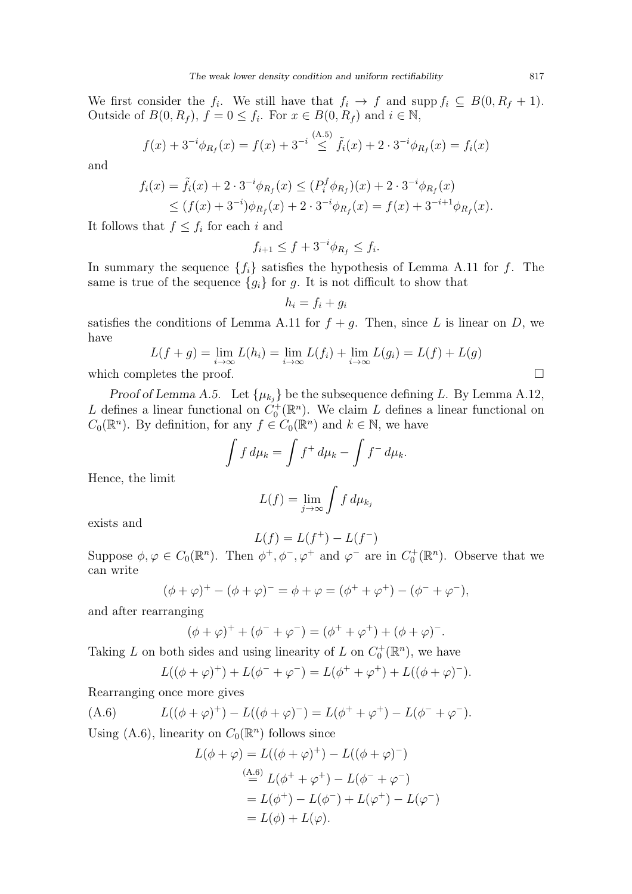We first consider the $f_i$. We still have that $f_i \to f$ and $\operatorname{supp} f_i \subseteq B(0, R_f + 1)$. Outside of $B(0, R_f)$, $f = 0 \le f_i$. For $x \in B(0, R_f)$ and $i \in \mathbb{N}$,

$$f(x) + 3^{-i}\phi_{R_f}(x) = f(x) + 3^{-i} \overset{\text{(A.5)}}{\le} \tilde{f}_i(x) + 2 \cdot 3^{-i}\phi_{R_f}(x) = f_i(x)$$

and

$$\begin{aligned} f_i(x) = \tilde{f}_i(x) + 2 \cdot 3^{-i}\phi_{R_f}(x) &\le (P_i^f \phi_{R_f})(x) + 2 \cdot 3^{-i}\phi_{R_f}(x) \\ &\le (f(x) + 3^{-i})\phi_{R_f}(x) + 2 \cdot 3^{-i}\phi_{R_f}(x) = f(x) + 3^{-i+1}\phi_{R_f}(x). \end{aligned}$$

It follows that $f \le f_i$ for each $i$ and

$$f_{i+1} \le f + 3^{-i}\phi_{R_f} \le f_i.$$

In summary the sequence $\{f_i\}$ satisfies the hypothesis of Lemma A.11 for $f$. The same is true of the sequence $\{g_i\}$ for $g$. It is not difficult to show that

$$h_i = f_i + g_i$$

satisfies the conditions of Lemma A.11 for $f + g$. Then, since $L$ is linear on $D$, we have

$$L(f + g) = \lim_{i\to\infty} L(h_i) = \lim_{i\to\infty} L(f_i) + \lim_{i\to\infty} L(g_i) = L(f) + L(g)$$

which completes the proof. □

*Proof of Lemma A.5.* Let $\{\mu_{k_j}\}$ be the subsequence defining $L$. By Lemma A.12, $L$ defines a linear functional on $C_0^+(\mathbb{R}^n)$. We claim $L$ defines a linear functional on $C_0(\mathbb{R}^n)$. By definition, for any $f \in C_0(\mathbb{R}^n)$ and $k \in \mathbb{N}$, we have

$$\int f \, d\mu_k = \int f^+ \, d\mu_k - \int f^- \, d\mu_k.$$

Hence, the limit

$$L(f) = \lim_{j\to\infty} \int f \, d\mu_{k_j}$$

exists and

$$L(f) = L(f^+) - L(f^-)$$

Suppose $\phi, \varphi \in C_0(\mathbb{R}^n)$. Then $\phi^+, \phi^-, \varphi^+$ and $\varphi^-$ are in $C_0^+(\mathbb{R}^n)$. Observe that we can write

$$(\phi + \varphi)^+ - (\phi + \varphi)^- = \phi + \varphi = (\phi^+ + \varphi^+) - (\phi^- + \varphi^-),$$

and after rearranging

$$(\phi + \varphi)^+ + (\phi^- + \varphi^-) = (\phi^+ + \varphi^+) + (\phi + \varphi)^-.$$

Taking $L$ on both sides and using linearity of $L$ on $C_0^+(\mathbb{R}^n)$, we have

$$L((\phi + \varphi)^+) + L(\phi^- + \varphi^-) = L(\phi^+ + \varphi^+) + L((\phi + \varphi)^-).$$

Rearranging once more gives

$$L((\phi + \varphi)^+) - L((\phi + \varphi)^-) = L(\phi^+ + \varphi^+) - L(\phi^- + \varphi^-). \tag{A.6}$$

Using (A.6), linearity on $C_0(\mathbb{R}^n)$ follows since

$$\begin{aligned} L(\phi + \varphi) &= L((\phi + \varphi)^+) - L((\phi + \varphi)^-) \\ &\overset{\text{(A.6)}}{=} L(\phi^+ + \varphi^+) - L(\phi^- + \varphi^-) \\ &= L(\phi^+) - L(\phi^-) + L(\varphi^+) - L(\varphi^-) \\ &= L(\phi) + L(\varphi). \end{aligned}$$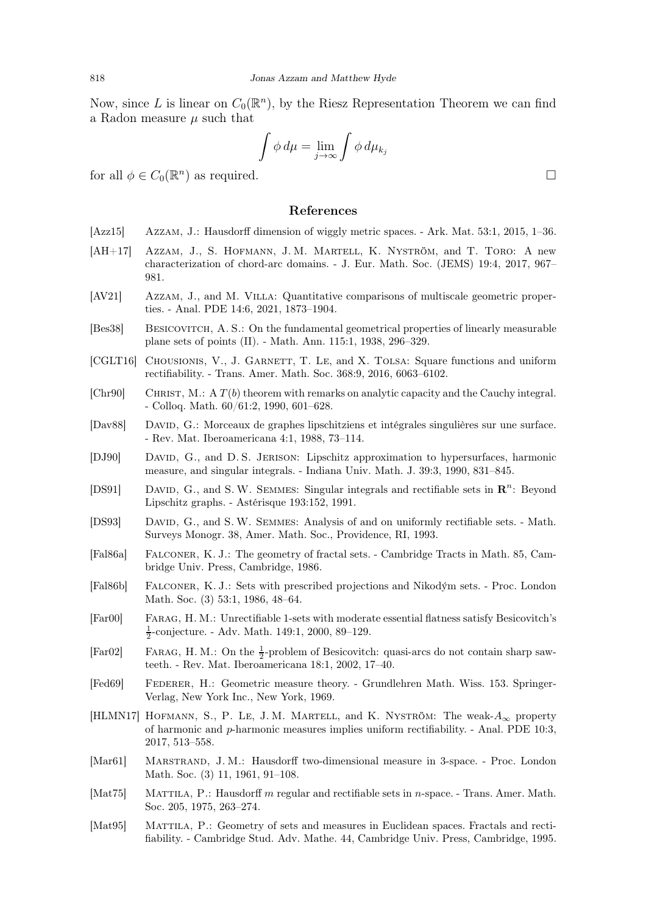Now, since $L$ is linear on $C_0(\mathbb{R}^n)$, by the Riesz Representation Theorem we can find a Radon measure $\mu$ such that

$$\int \phi \, d\mu = \lim_{j\to\infty} \int \phi \, d\mu_{k_j}$$

for all $\phi \in C_0(\mathbb{R}^n)$ as required. □

## References

[Azz15] Azzam, J.: Hausdorff dimension of wiggly metric spaces. - Ark. Mat. 53:1, 2015, 1–36.

[AH+17] Azzam, J., S. Hofmann, J. M. Martell, K. Nyström, and T. Toro: A new characterization of chord-arc domains. - J. Eur. Math. Soc. (JEMS) 19:4, 2017, 967–981.

[AV21] Azzam, J., and M. Villa: Quantitative comparisons of multiscale geometric properties. - Anal. PDE 14:6, 2021, 1873–1904.

[Bes38] Besicovitch, A. S.: On the fundamental geometrical properties of linearly measurable plane sets of points (II). - Math. Ann. 115:1, 1938, 296–329.

[CGLT16] Chousionis, V., J. Garnett, T. Le, and X. Tolsa: Square functions and uniform rectifiability. - Trans. Amer. Math. Soc. 368:9, 2016, 6063–6102.

[Chr90] Christ, M.: A $T(b)$ theorem with remarks on analytic capacity and the Cauchy integral. - Colloq. Math. 60/61:2, 1990, 601–628.

[Dav88] David, G.: Morceaux de graphes lipschitziens et intégrales singulières sur une surface. - Rev. Mat. Iberoamericana 4:1, 1988, 73–114.

[DJ90] David, G., and D. S. Jerison: Lipschitz approximation to hypersurfaces, harmonic measure, and singular integrals. - Indiana Univ. Math. J. 39:3, 1990, 831–845.

[DS91] David, G., and S. W. Semmes: Singular integrals and rectifiable sets in $\mathbf{R}^n$: Beyond Lipschitz graphs. - Astérisque 193:152, 1991.

[DS93] David, G., and S. W. Semmes: Analysis of and on uniformly rectifiable sets. - Math. Surveys Monogr. 38, Amer. Math. Soc., Providence, RI, 1993.

[Fal86a] Falconer, K. J.: The geometry of fractal sets. - Cambridge Tracts in Math. 85, Cambridge Univ. Press, Cambridge, 1986.

[Fal86b] Falconer, K. J.: Sets with prescribed projections and Nikodým sets. - Proc. London Math. Soc. (3) 53:1, 1986, 48–64.

[Far00] Farag, H. M.: Unrectifiable 1-sets with moderate essential flatness satisfy Besicovitch's $\frac{1}{2}$-conjecture. - Adv. Math. 149:1, 2000, 89–129.

[Far02] Farag, H. M.: On the $\frac{1}{2}$-problem of Besicovitch: quasi-arcs do not contain sharp saw-teeth. - Rev. Mat. Iberoamericana 18:1, 2002, 17–40.

[Fed69] Federer, H.: Geometric measure theory. - Grundlehren Math. Wiss. 153. Springer-Verlag, New York Inc., New York, 1969.

[HLMN17] Hofmann, S., P. Le, J. M. Martell, and K. Nyström: The weak-$A_\infty$ property of harmonic and $p$-harmonic measures implies uniform rectifiability. - Anal. PDE 10:3, 2017, 513–558.

[Mar61] Marstrand, J. M.: Hausdorff two-dimensional measure in 3-space. - Proc. London Math. Soc. (3) 11, 1961, 91–108.

[Mat75] Mattila, P.: Hausdorff $m$ regular and rectifiable sets in $n$-space. - Trans. Amer. Math. Soc. 205, 1975, 263–274.

[Mat95] Mattila, P.: Geometry of sets and measures in Euclidean spaces. Fractals and rectifiability. - Cambridge Stud. Adv. Mathe. 44, Cambridge Univ. Press, Cambridge, 1995.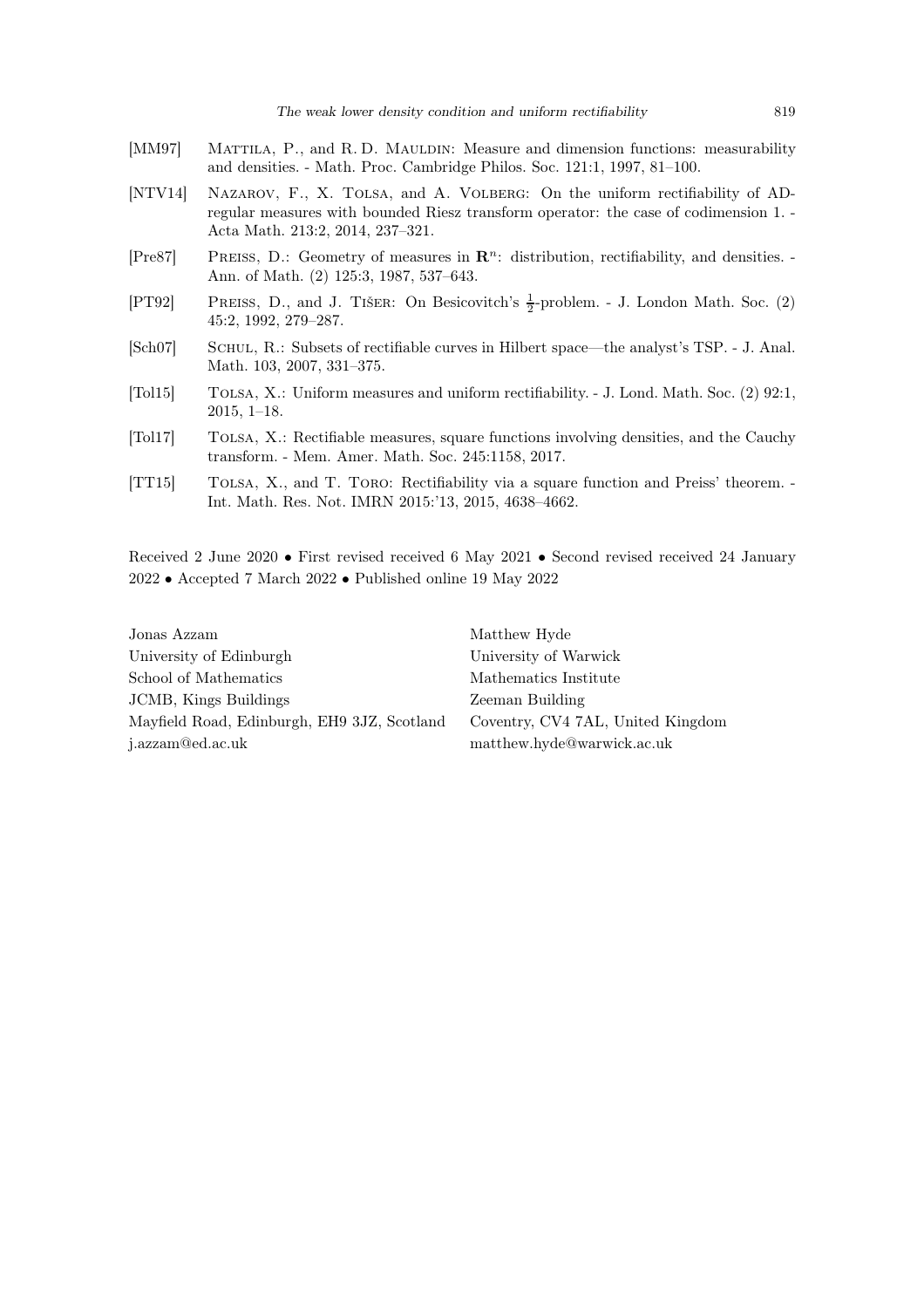[MM97] Mattila, P., and R. D. Mauldin: Measure and dimension functions: measurability and densities. - Math. Proc. Cambridge Philos. Soc. 121:1, 1997, 81–100.

[NTV14] Nazarov, F., X. Tolsa, and A. Volberg: On the uniform rectifiability of AD-regular measures with bounded Riesz transform operator: the case of codimension 1. - Acta Math. 213:2, 2014, 237–321.

[Pre87] Preiss, D.: Geometry of measures in $\mathbf{R}^n$: distribution, rectifiability, and densities. - Ann. of Math. (2) 125:3, 1987, 537–643.

[PT92] Preiss, D., and J. Tišer: On Besicovitch's $\frac{1}{2}$-problem. - J. London Math. Soc. (2) 45:2, 1992, 279–287.

[Sch07] Schul, R.: Subsets of rectifiable curves in Hilbert space—the analyst's TSP. - J. Anal. Math. 103, 2007, 331–375.

[Tol15] Tolsa, X.: Uniform measures and uniform rectifiability. - J. Lond. Math. Soc. (2) 92:1, 2015, 1–18.

[Tol17] Tolsa, X.: Rectifiable measures, square functions involving densities, and the Cauchy transform. - Mem. Amer. Math. Soc. 245:1158, 2017.

[TT15] Tolsa, X., and T. Toro: Rectifiability via a square function and Preiss' theorem. - Int. Math. Res. Not. IMRN 2015:'13, 2015, 4638–4662.

Received 2 June 2020 • First revised received 6 May 2021 • Second revised received 24 January 2022 • Accepted 7 March 2022 • Published online 19 May 2022

Jonas Azzam
University of Edinburgh
School of Mathematics
JCMB, Kings Buildings
Mayfield Road, Edinburgh, EH9 3JZ, Scotland
j.azzam@ed.ac.uk

Matthew Hyde
University of Warwick
Mathematics Institute
Zeeman Building
Coventry, CV4 7AL, United Kingdom
matthew.hyde@warwick.ac.uk